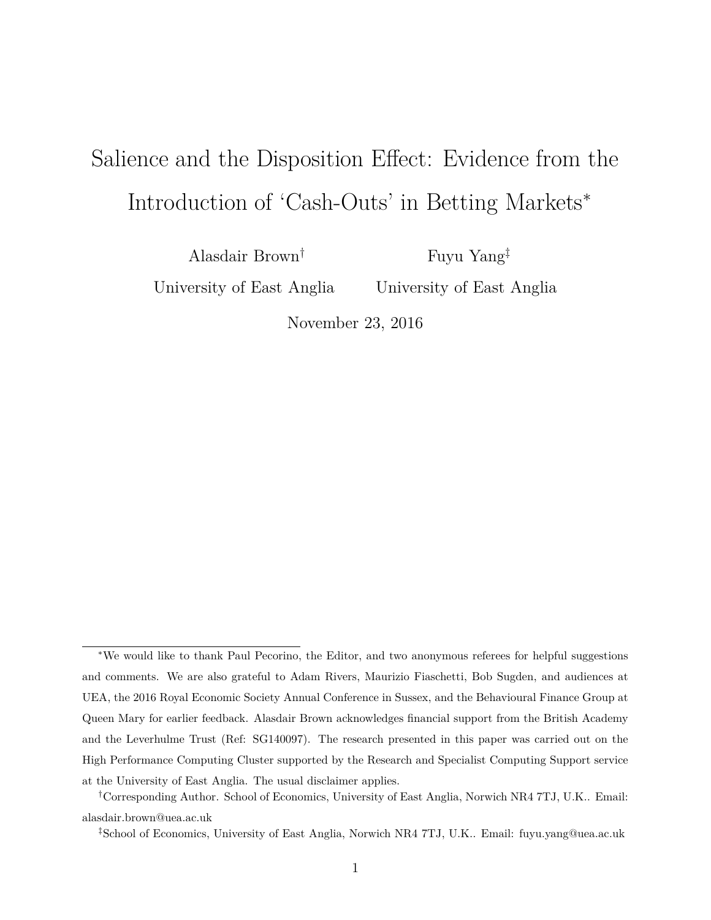# Salience and the Disposition Effect: Evidence from the Introduction of 'Cash-Outs' in Betting Markets[*]

Alasdair Brown[†]
University of East Anglia

Fuyu Yang[‡]
University of East Anglia

November 23, 2016

---

[*] We would like to thank Paul Pecorino, the Editor, and two anonymous referees for helpful suggestions and comments. We are also grateful to Adam Rivers, Maurizio Fiaschetti, Bob Sugden, and audiences at UEA, the 2016 Royal Economic Society Annual Conference in Sussex, and the Behavioural Finance Group at Queen Mary for earlier feedback. Alasdair Brown acknowledges financial support from the British Academy and the Leverhulme Trust (Ref: SG140097). The research presented in this paper was carried out on the High Performance Computing Cluster supported by the Research and Specialist Computing Support service at the University of East Anglia. The usual disclaimer applies.

[†] Corresponding Author. School of Economics, University of East Anglia, Norwich NR4 7TJ, U.K.. Email: alasdair.brown@uea.ac.uk

[‡] School of Economics, University of East Anglia, Norwich NR4 7TJ, U.K.. Email: fuyu.yang@uea.ac.uk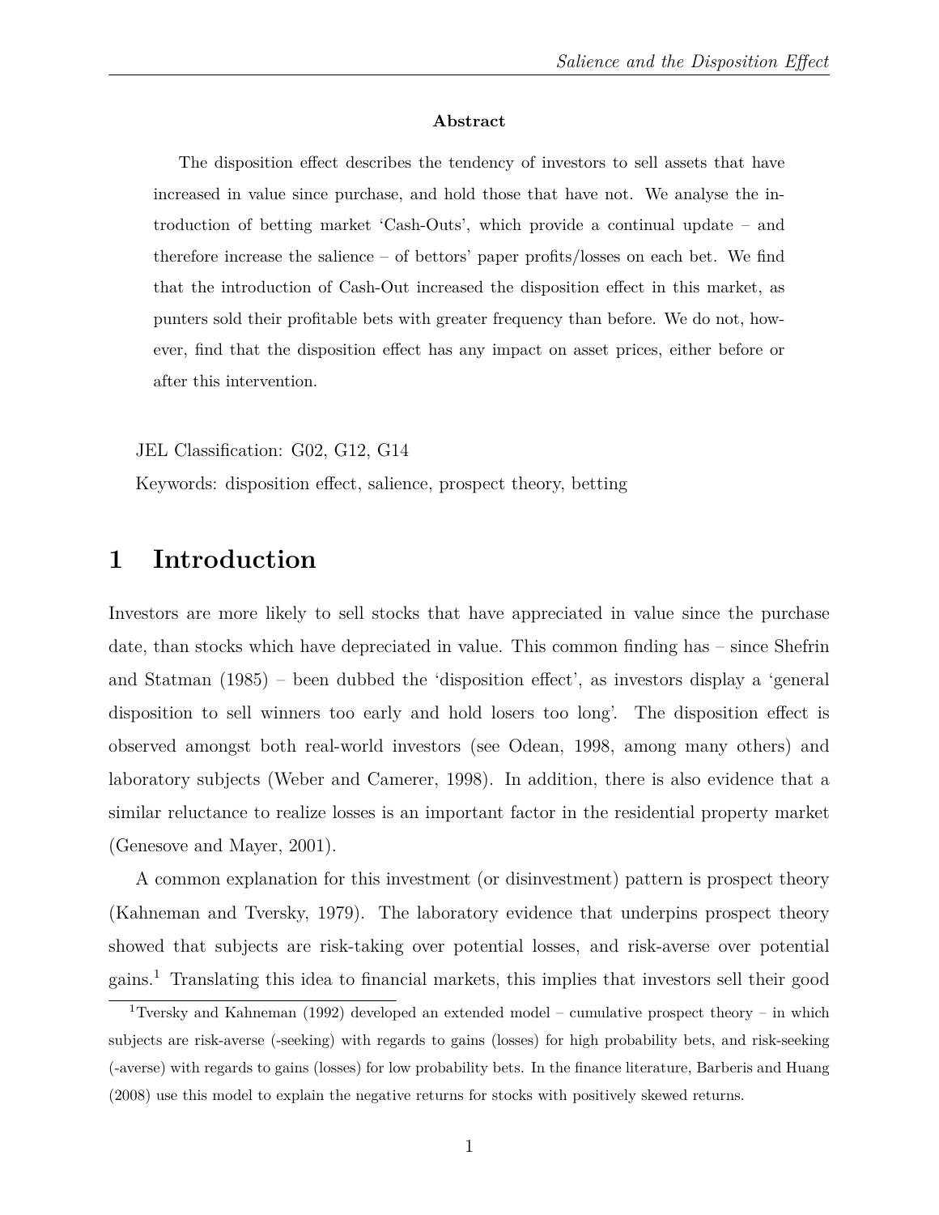**Abstract**

The disposition effect describes the tendency of investors to sell assets that have increased in value since purchase, and hold those that have not. We analyse the introduction of betting market 'Cash-Outs', which provide a continual update – and therefore increase the salience – of bettors' paper profits/losses on each bet. We find that the introduction of Cash-Out increased the disposition effect in this market, as punters sold their profitable bets with greater frequency than before. We do not, however, find that the disposition effect has any impact on asset prices, either before or after this intervention.

JEL Classification: G02, G12, G14

Keywords: disposition effect, salience, prospect theory, betting

# 1 Introduction

Investors are more likely to sell stocks that have appreciated in value since the purchase date, than stocks which have depreciated in value. This common finding has – since Shefrin and Statman (1985) – been dubbed the 'disposition effect', as investors display a 'general disposition to sell winners too early and hold losers too long'. The disposition effect is observed amongst both real-world investors (see Odean, 1998, among many others) and laboratory subjects (Weber and Camerer, 1998). In addition, there is also evidence that a similar reluctance to realize losses is an important factor in the residential property market (Genesove and Mayer, 2001).

A common explanation for this investment (or disinvestment) pattern is prospect theory (Kahneman and Tversky, 1979). The laboratory evidence that underpins prospect theory showed that subjects are risk-taking over potential losses, and risk-averse over potential gains.[1] Translating this idea to financial markets, this implies that investors sell their good

[1] Tversky and Kahneman (1992) developed an extended model – cumulative prospect theory – in which subjects are risk-averse (-seeking) with regards to gains (losses) for high probability bets, and risk-seeking (-averse) with regards to gains (losses) for low probability bets. In the finance literature, Barberis and Huang (2008) use this model to explain the negative returns for stocks with positively skewed returns.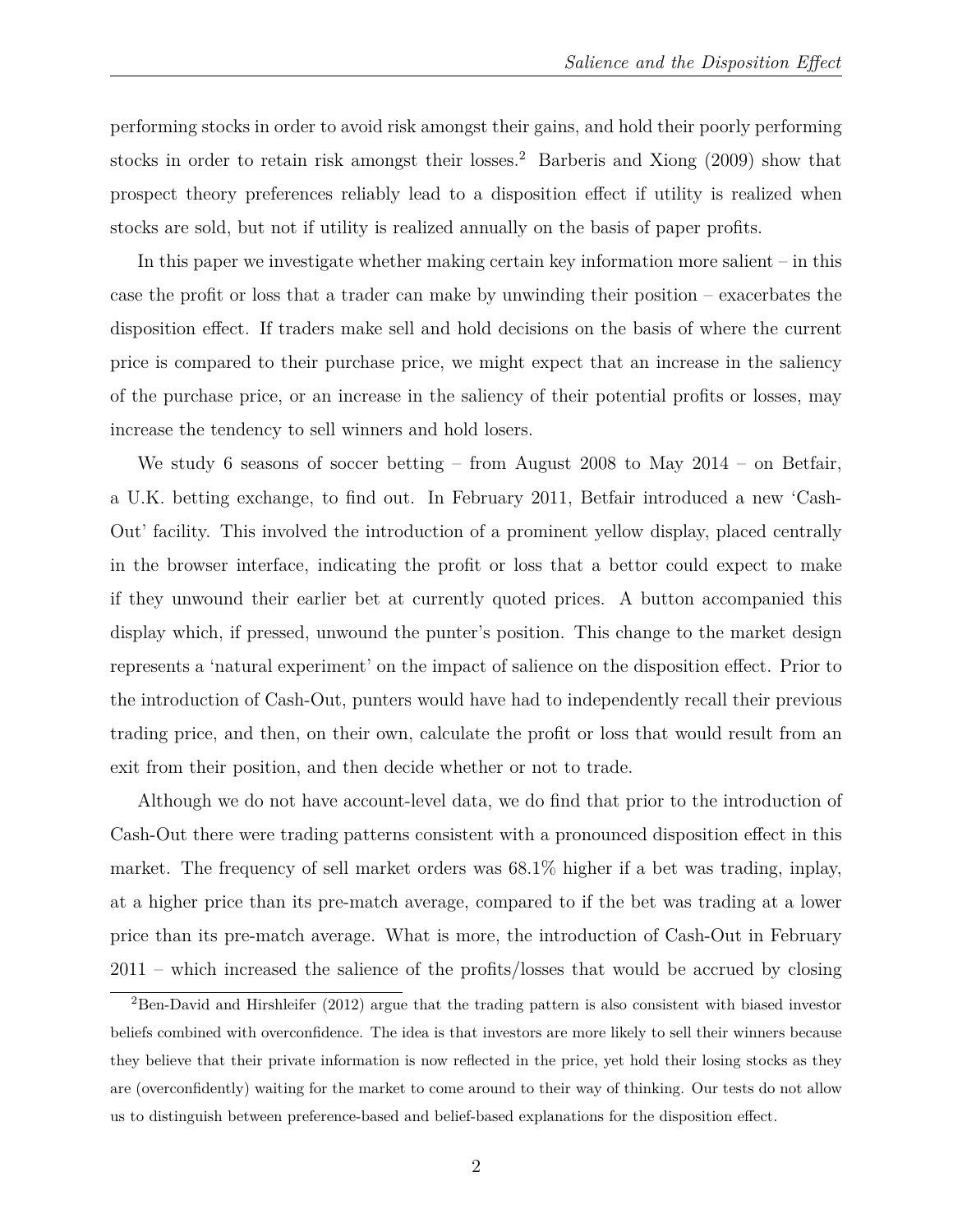performing stocks in order to avoid risk amongst their gains, and hold their poorly performing stocks in order to retain risk amongst their losses.[2] Barberis and Xiong (2009) show that prospect theory preferences reliably lead to a disposition effect if utility is realized when stocks are sold, but not if utility is realized annually on the basis of paper profits.

In this paper we investigate whether making certain key information more salient – in this case the profit or loss that a trader can make by unwinding their position – exacerbates the disposition effect. If traders make sell and hold decisions on the basis of where the current price is compared to their purchase price, we might expect that an increase in the saliency of the purchase price, or an increase in the saliency of their potential profits or losses, may increase the tendency to sell winners and hold losers.

We study 6 seasons of soccer betting – from August 2008 to May 2014 – on Betfair, a U.K. betting exchange, to find out. In February 2011, Betfair introduced a new 'Cash-Out' facility. This involved the introduction of a prominent yellow display, placed centrally in the browser interface, indicating the profit or loss that a bettor could expect to make if they unwound their earlier bet at currently quoted prices. A button accompanied this display which, if pressed, unwound the punter's position. This change to the market design represents a 'natural experiment' on the impact of salience on the disposition effect. Prior to the introduction of Cash-Out, punters would have had to independently recall their previous trading price, and then, on their own, calculate the profit or loss that would result from an exit from their position, and then decide whether or not to trade.

Although we do not have account-level data, we do find that prior to the introduction of Cash-Out there were trading patterns consistent with a pronounced disposition effect in this market. The frequency of sell market orders was 68.1% higher if a bet was trading, inplay, at a higher price than its pre-match average, compared to if the bet was trading at a lower price than its pre-match average. What is more, the introduction of Cash-Out in February 2011 – which increased the salience of the profits/losses that would be accrued by closing

[2]Ben-David and Hirshleifer (2012) argue that the trading pattern is also consistent with biased investor beliefs combined with overconfidence. The idea is that investors are more likely to sell their winners because they believe that their private information is now reflected in the price, yet hold their losing stocks as they are (overconfidently) waiting for the market to come around to their way of thinking. Our tests do not allow us to distinguish between preference-based and belief-based explanations for the disposition effect.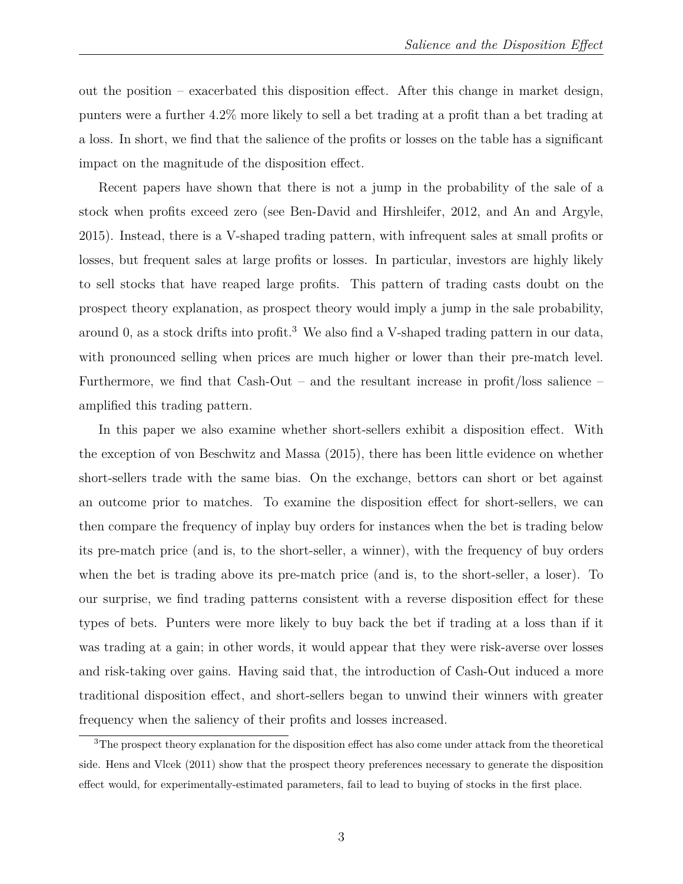out the position – exacerbated this disposition effect. After this change in market design, punters were a further 4.2% more likely to sell a bet trading at a profit than a bet trading at a loss. In short, we find that the salience of the profits or losses on the table has a significant impact on the magnitude of the disposition effect.

Recent papers have shown that there is not a jump in the probability of the sale of a stock when profits exceed zero (see Ben-David and Hirshleifer, 2012, and An and Argyle, 2015). Instead, there is a V-shaped trading pattern, with infrequent sales at small profits or losses, but frequent sales at large profits or losses. In particular, investors are highly likely to sell stocks that have reaped large profits. This pattern of trading casts doubt on the prospect theory explanation, as prospect theory would imply a jump in the sale probability, around 0, as a stock drifts into profit.[3] We also find a V-shaped trading pattern in our data, with pronounced selling when prices are much higher or lower than their pre-match level. Furthermore, we find that Cash-Out – and the resultant increase in profit/loss salience – amplified this trading pattern.

In this paper we also examine whether short-sellers exhibit a disposition effect. With the exception of von Beschwitz and Massa (2015), there has been little evidence on whether short-sellers trade with the same bias. On the exchange, bettors can short or bet against an outcome prior to matches. To examine the disposition effect for short-sellers, we can then compare the frequency of inplay buy orders for instances when the bet is trading below its pre-match price (and is, to the short-seller, a winner), with the frequency of buy orders when the bet is trading above its pre-match price (and is, to the short-seller, a loser). To our surprise, we find trading patterns consistent with a reverse disposition effect for these types of bets. Punters were more likely to buy back the bet if trading at a loss than if it was trading at a gain; in other words, it would appear that they were risk-averse over losses and risk-taking over gains. Having said that, the introduction of Cash-Out induced a more traditional disposition effect, and short-sellers began to unwind their winners with greater frequency when the saliency of their profits and losses increased.

[3]The prospect theory explanation for the disposition effect has also come under attack from the theoretical side. Hens and Vlcek (2011) show that the prospect theory preferences necessary to generate the disposition effect would, for experimentally-estimated parameters, fail to lead to buying of stocks in the first place.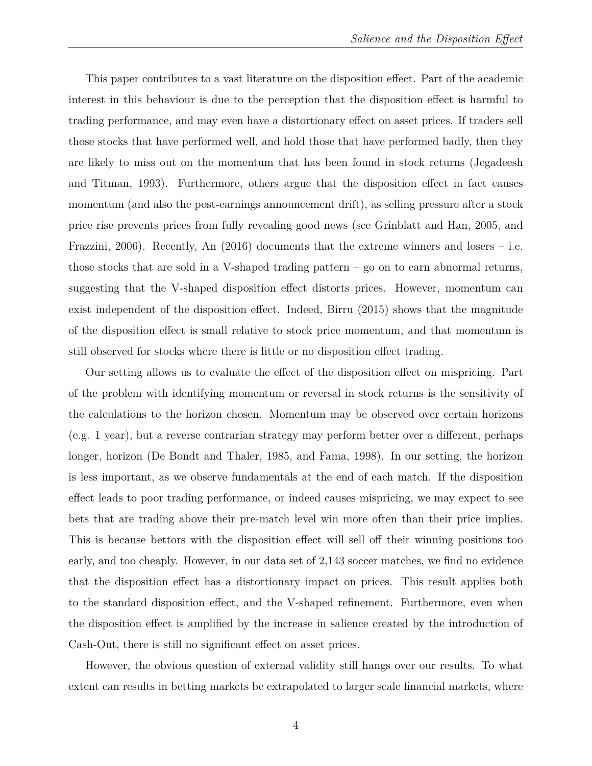This paper contributes to a vast literature on the disposition effect. Part of the academic interest in this behaviour is due to the perception that the disposition effect is harmful to trading performance, and may even have a distortionary effect on asset prices. If traders sell those stocks that have performed well, and hold those that have performed badly, then they are likely to miss out on the momentum that has been found in stock returns (Jegadeesh and Titman, 1993). Furthermore, others argue that the disposition effect in fact causes momentum (and also the post-earnings announcement drift), as selling pressure after a stock price rise prevents prices from fully revealing good news (see Grinblatt and Han, 2005, and Frazzini, 2006). Recently, An (2016) documents that the extreme winners and losers – i.e. those stocks that are sold in a V-shaped trading pattern – go on to earn abnormal returns, suggesting that the V-shaped disposition effect distorts prices. However, momentum can exist independent of the disposition effect. Indeed, Birru (2015) shows that the magnitude of the disposition effect is small relative to stock price momentum, and that momentum is still observed for stocks where there is little or no disposition effect trading.

Our setting allows us to evaluate the effect of the disposition effect on mispricing. Part of the problem with identifying momentum or reversal in stock returns is the sensitivity of the calculations to the horizon chosen. Momentum may be observed over certain horizons (e.g. 1 year), but a reverse contrarian strategy may perform better over a different, perhaps longer, horizon (De Bondt and Thaler, 1985, and Fama, 1998). In our setting, the horizon is less important, as we observe fundamentals at the end of each match. If the disposition effect leads to poor trading performance, or indeed causes mispricing, we may expect to see bets that are trading above their pre-match level win more often than their price implies. This is because bettors with the disposition effect will sell off their winning positions too early, and too cheaply. However, in our data set of 2,143 soccer matches, we find no evidence that the disposition effect has a distortionary impact on prices. This result applies both to the standard disposition effect, and the V-shaped refinement. Furthermore, even when the disposition effect is amplified by the increase in salience created by the introduction of Cash-Out, there is still no significant effect on asset prices.

However, the obvious question of external validity still hangs over our results. To what extent can results in betting markets be extrapolated to larger scale financial markets, where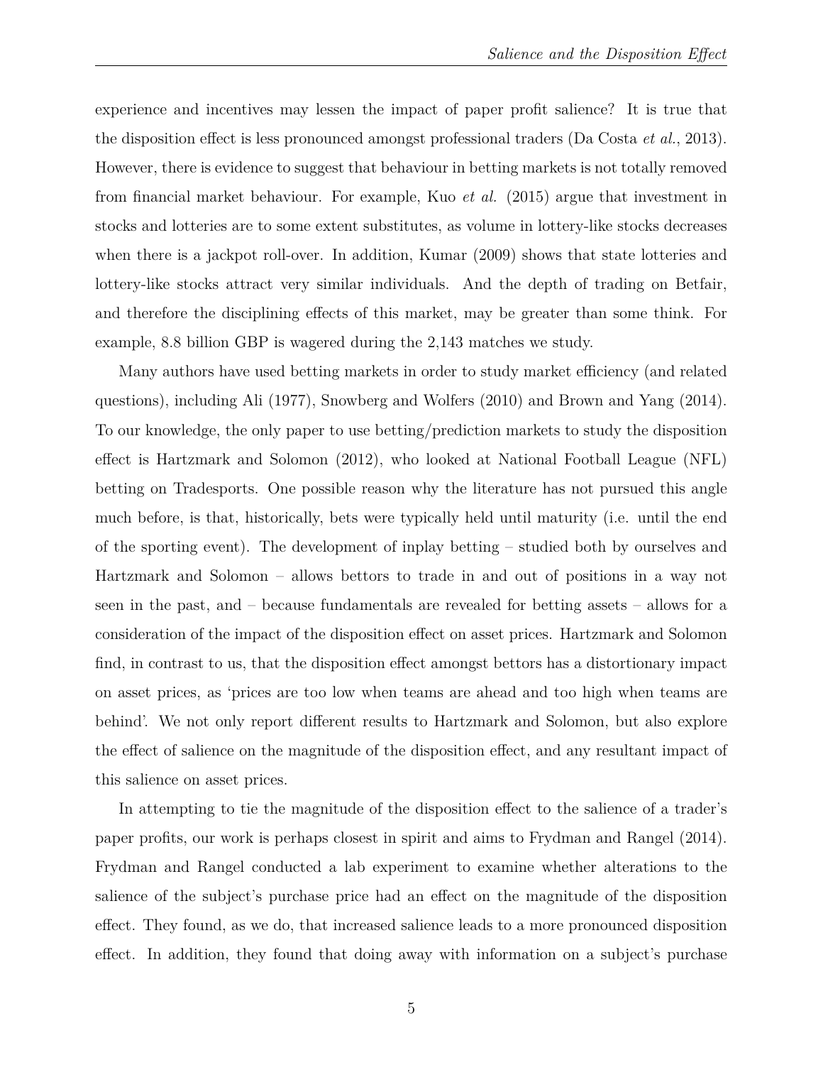experience and incentives may lessen the impact of paper profit salience? It is true that the disposition effect is less pronounced amongst professional traders (Da Costa *et al.*, 2013). However, there is evidence to suggest that behaviour in betting markets is not totally removed from financial market behaviour. For example, Kuo *et al.* (2015) argue that investment in stocks and lotteries are to some extent substitutes, as volume in lottery-like stocks decreases when there is a jackpot roll-over. In addition, Kumar (2009) shows that state lotteries and lottery-like stocks attract very similar individuals. And the depth of trading on Betfair, and therefore the disciplining effects of this market, may be greater than some think. For example, 8.8 billion GBP is wagered during the 2,143 matches we study.

Many authors have used betting markets in order to study market efficiency (and related questions), including Ali (1977), Snowberg and Wolfers (2010) and Brown and Yang (2014). To our knowledge, the only paper to use betting/prediction markets to study the disposition effect is Hartzmark and Solomon (2012), who looked at National Football League (NFL) betting on Tradesports. One possible reason why the literature has not pursued this angle much before, is that, historically, bets were typically held until maturity (i.e. until the end of the sporting event). The development of inplay betting – studied both by ourselves and Hartzmark and Solomon – allows bettors to trade in and out of positions in a way not seen in the past, and – because fundamentals are revealed for betting assets – allows for a consideration of the impact of the disposition effect on asset prices. Hartzmark and Solomon find, in contrast to us, that the disposition effect amongst bettors has a distortionary impact on asset prices, as 'prices are too low when teams are ahead and too high when teams are behind'. We not only report different results to Hartzmark and Solomon, but also explore the effect of salience on the magnitude of the disposition effect, and any resultant impact of this salience on asset prices.

In attempting to tie the magnitude of the disposition effect to the salience of a trader's paper profits, our work is perhaps closest in spirit and aims to Frydman and Rangel (2014). Frydman and Rangel conducted a lab experiment to examine whether alterations to the salience of the subject's purchase price had an effect on the magnitude of the disposition effect. They found, as we do, that increased salience leads to a more pronounced disposition effect. In addition, they found that doing away with information on a subject's purchase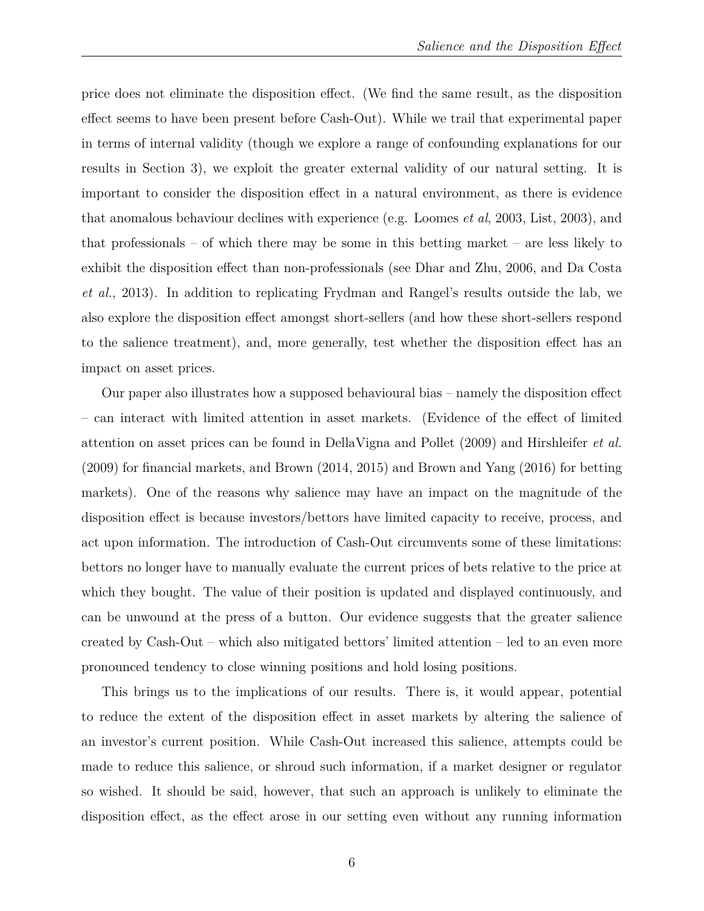price does not eliminate the disposition effect. (We find the same result, as the disposition effect seems to have been present before Cash-Out). While we trail that experimental paper in terms of internal validity (though we explore a range of confounding explanations for our results in Section 3), we exploit the greater external validity of our natural setting. It is important to consider the disposition effect in a natural environment, as there is evidence that anomalous behaviour declines with experience (e.g. Loomes *et al*, 2003, List, 2003), and that professionals – of which there may be some in this betting market – are less likely to exhibit the disposition effect than non-professionals (see Dhar and Zhu, 2006, and Da Costa *et al.*, 2013). In addition to replicating Frydman and Rangel's results outside the lab, we also explore the disposition effect amongst short-sellers (and how these short-sellers respond to the salience treatment), and, more generally, test whether the disposition effect has an impact on asset prices.

Our paper also illustrates how a supposed behavioural bias – namely the disposition effect – can interact with limited attention in asset markets. (Evidence of the effect of limited attention on asset prices can be found in DellaVigna and Pollet (2009) and Hirshleifer *et al.* (2009) for financial markets, and Brown (2014, 2015) and Brown and Yang (2016) for betting markets). One of the reasons why salience may have an impact on the magnitude of the disposition effect is because investors/bettors have limited capacity to receive, process, and act upon information. The introduction of Cash-Out circumvents some of these limitations: bettors no longer have to manually evaluate the current prices of bets relative to the price at which they bought. The value of their position is updated and displayed continuously, and can be unwound at the press of a button. Our evidence suggests that the greater salience created by Cash-Out – which also mitigated bettors' limited attention – led to an even more pronounced tendency to close winning positions and hold losing positions.

This brings us to the implications of our results. There is, it would appear, potential to reduce the extent of the disposition effect in asset markets by altering the salience of an investor's current position. While Cash-Out increased this salience, attempts could be made to reduce this salience, or shroud such information, if a market designer or regulator so wished. It should be said, however, that such an approach is unlikely to eliminate the disposition effect, as the effect arose in our setting even without any running information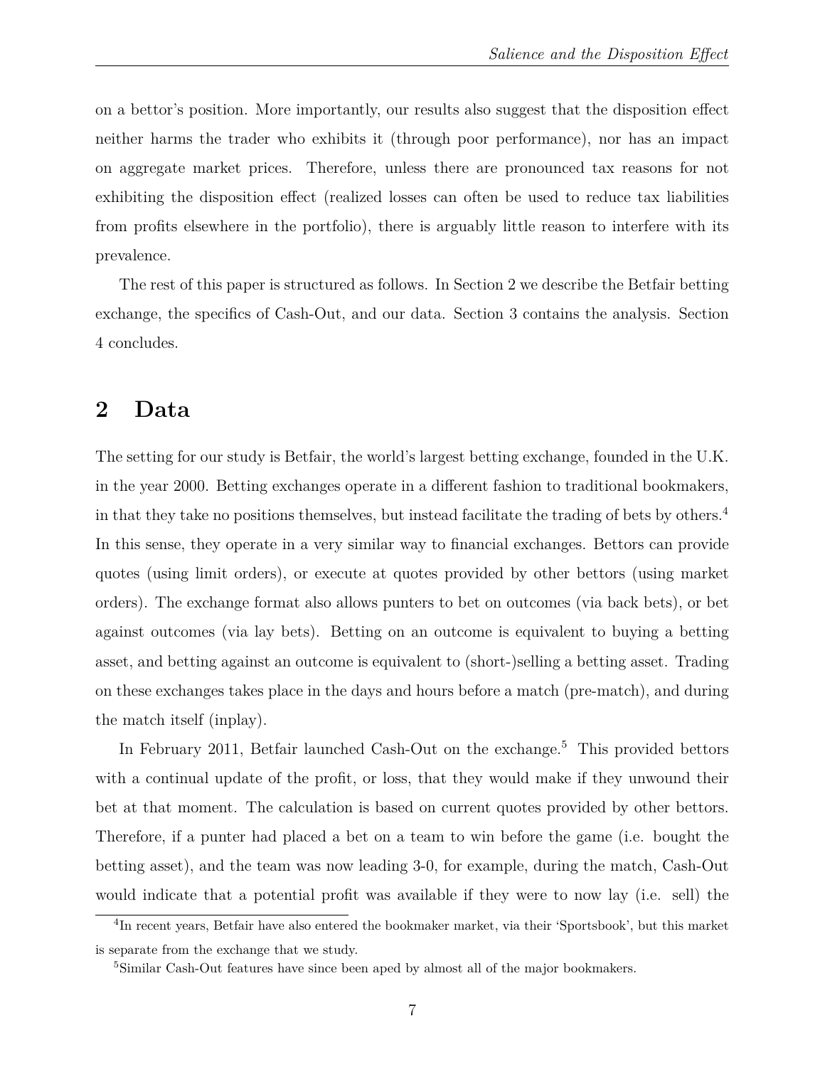on a bettor's position. More importantly, our results also suggest that the disposition effect neither harms the trader who exhibits it (through poor performance), nor has an impact on aggregate market prices. Therefore, unless there are pronounced tax reasons for not exhibiting the disposition effect (realized losses can often be used to reduce tax liabilities from profits elsewhere in the portfolio), there is arguably little reason to interfere with its prevalence.

The rest of this paper is structured as follows. In Section 2 we describe the Betfair betting exchange, the specifics of Cash-Out, and our data. Section 3 contains the analysis. Section 4 concludes.

## 2 Data

The setting for our study is Betfair, the world's largest betting exchange, founded in the U.K. in the year 2000. Betting exchanges operate in a different fashion to traditional bookmakers, in that they take no positions themselves, but instead facilitate the trading of bets by others.[4] In this sense, they operate in a very similar way to financial exchanges. Bettors can provide quotes (using limit orders), or execute at quotes provided by other bettors (using market orders). The exchange format also allows punters to bet on outcomes (via back bets), or bet against outcomes (via lay bets). Betting on an outcome is equivalent to buying a betting asset, and betting against an outcome is equivalent to (short-)selling a betting asset. Trading on these exchanges takes place in the days and hours before a match (pre-match), and during the match itself (inplay).

In February 2011, Betfair launched Cash-Out on the exchange.[5] This provided bettors with a continual update of the profit, or loss, that they would make if they unwound their bet at that moment. The calculation is based on current quotes provided by other bettors. Therefore, if a punter had placed a bet on a team to win before the game (i.e. bought the betting asset), and the team was now leading 3-0, for example, during the match, Cash-Out would indicate that a potential profit was available if they were to now lay (i.e. sell) the

[4] In recent years, Betfair have also entered the bookmaker market, via their 'Sportsbook', but this market is separate from the exchange that we study.

[5] Similar Cash-Out features have since been aped by almost all of the major bookmakers.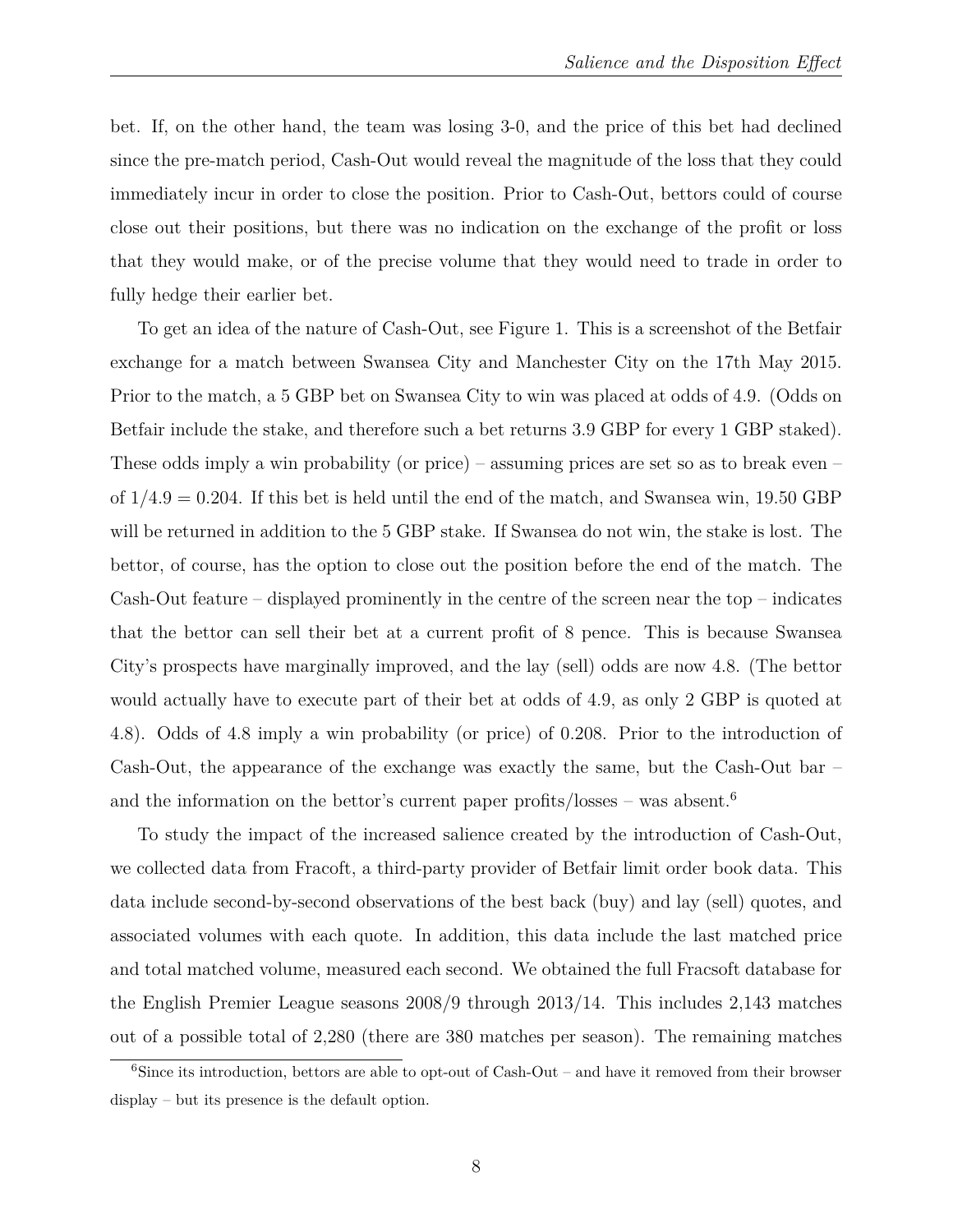bet. If, on the other hand, the team was losing 3-0, and the price of this bet had declined since the pre-match period, Cash-Out would reveal the magnitude of the loss that they could immediately incur in order to close the position. Prior to Cash-Out, bettors could of course close out their positions, but there was no indication on the exchange of the profit or loss that they would make, or of the precise volume that they would need to trade in order to fully hedge their earlier bet.

To get an idea of the nature of Cash-Out, see Figure 1. This is a screenshot of the Betfair exchange for a match between Swansea City and Manchester City on the 17th May 2015. Prior to the match, a 5 GBP bet on Swansea City to win was placed at odds of 4.9. (Odds on Betfair include the stake, and therefore such a bet returns 3.9 GBP for every 1 GBP staked). These odds imply a win probability (or price) – assuming prices are set so as to break even – of $1/4.9 = 0.204$. If this bet is held until the end of the match, and Swansea win, 19.50 GBP will be returned in addition to the 5 GBP stake. If Swansea do not win, the stake is lost. The bettor, of course, has the option to close out the position before the end of the match. The Cash-Out feature – displayed prominently in the centre of the screen near the top – indicates that the bettor can sell their bet at a current profit of 8 pence. This is because Swansea City's prospects have marginally improved, and the lay (sell) odds are now 4.8. (The bettor would actually have to execute part of their bet at odds of 4.9, as only 2 GBP is quoted at 4.8). Odds of 4.8 imply a win probability (or price) of 0.208. Prior to the introduction of Cash-Out, the appearance of the exchange was exactly the same, but the Cash-Out bar – and the information on the bettor's current paper profits/losses – was absent.[6]

To study the impact of the increased salience created by the introduction of Cash-Out, we collected data from Fracoft, a third-party provider of Betfair limit order book data. This data include second-by-second observations of the best back (buy) and lay (sell) quotes, and associated volumes with each quote. In addition, this data include the last matched price and total matched volume, measured each second. We obtained the full Fracsoft database for the English Premier League seasons 2008/9 through 2013/14. This includes 2,143 matches out of a possible total of 2,280 (there are 380 matches per season). The remaining matches

[6] Since its introduction, bettors are able to opt-out of Cash-Out – and have it removed from their browser display – but its presence is the default option.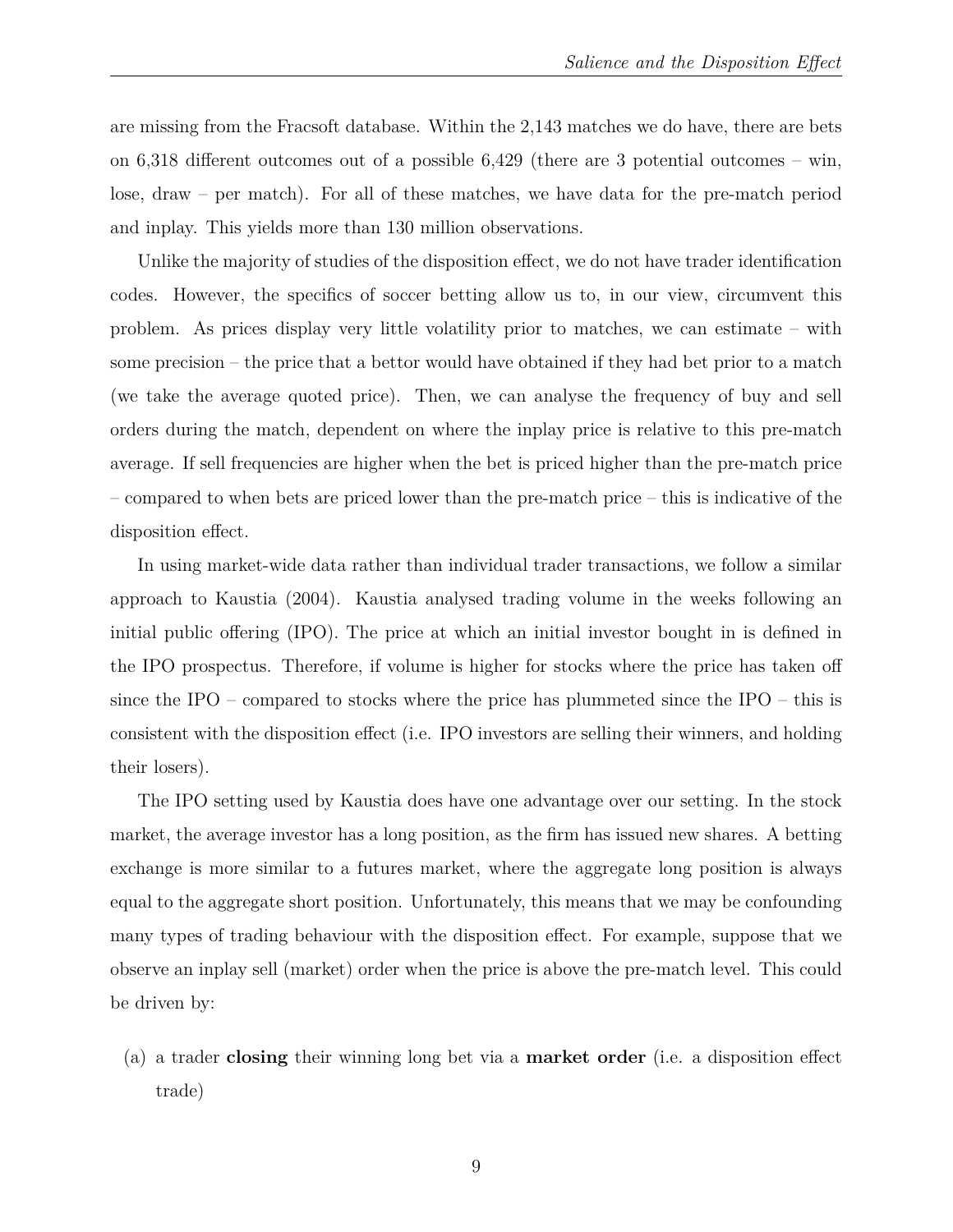are missing from the Fracsoft database. Within the 2,143 matches we do have, there are bets on 6,318 different outcomes out of a possible 6,429 (there are 3 potential outcomes – win, lose, draw – per match). For all of these matches, we have data for the pre-match period and inplay. This yields more than 130 million observations.

Unlike the majority of studies of the disposition effect, we do not have trader identification codes. However, the specifics of soccer betting allow us to, in our view, circumvent this problem. As prices display very little volatility prior to matches, we can estimate – with some precision – the price that a bettor would have obtained if they had bet prior to a match (we take the average quoted price). Then, we can analyse the frequency of buy and sell orders during the match, dependent on where the inplay price is relative to this pre-match average. If sell frequencies are higher when the bet is priced higher than the pre-match price – compared to when bets are priced lower than the pre-match price – this is indicative of the disposition effect.

In using market-wide data rather than individual trader transactions, we follow a similar approach to Kaustia (2004). Kaustia analysed trading volume in the weeks following an initial public offering (IPO). The price at which an initial investor bought in is defined in the IPO prospectus. Therefore, if volume is higher for stocks where the price has taken off since the IPO – compared to stocks where the price has plummeted since the IPO – this is consistent with the disposition effect (i.e. IPO investors are selling their winners, and holding their losers).

The IPO setting used by Kaustia does have one advantage over our setting. In the stock market, the average investor has a long position, as the firm has issued new shares. A betting exchange is more similar to a futures market, where the aggregate long position is always equal to the aggregate short position. Unfortunately, this means that we may be confounding many types of trading behaviour with the disposition effect. For example, suppose that we observe an inplay sell (market) order when the price is above the pre-match level. This could be driven by:

(a) a trader **closing** their winning long bet via a **market order** (i.e. a disposition effect trade)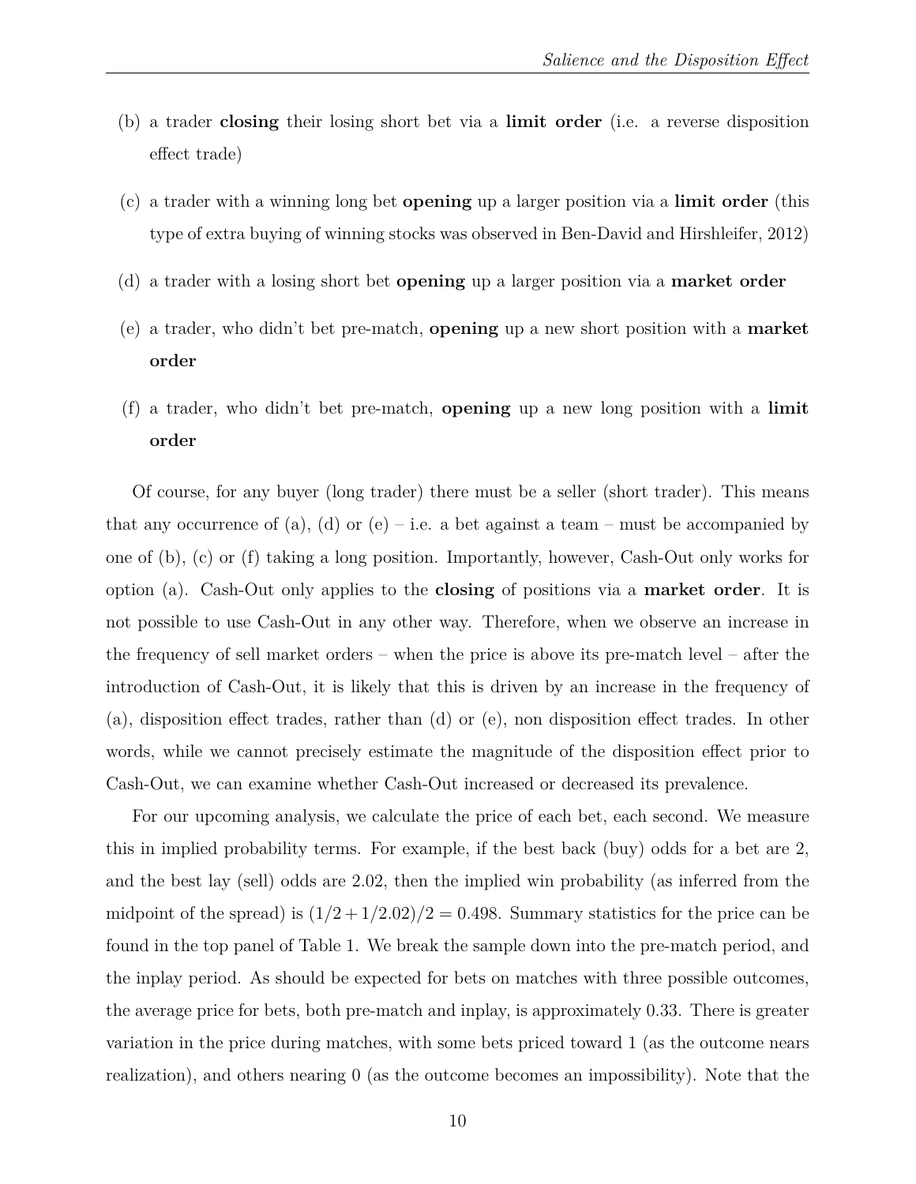(b) a trader **closing** their losing short bet via a **limit order** (i.e. a reverse disposition effect trade)

(c) a trader with a winning long bet **opening** up a larger position via a **limit order** (this type of extra buying of winning stocks was observed in Ben-David and Hirshleifer, 2012)

(d) a trader with a losing short bet **opening** up a larger position via a **market order**

(e) a trader, who didn't bet pre-match, **opening** up a new short position with a **market order**

(f) a trader, who didn't bet pre-match, **opening** up a new long position with a **limit order**

Of course, for any buyer (long trader) there must be a seller (short trader). This means that any occurrence of (a), (d) or (e) – i.e. a bet against a team – must be accompanied by one of (b), (c) or (f) taking a long position. Importantly, however, Cash-Out only works for option (a). Cash-Out only applies to the **closing** of positions via a **market order**. It is not possible to use Cash-Out in any other way. Therefore, when we observe an increase in the frequency of sell market orders – when the price is above its pre-match level – after the introduction of Cash-Out, it is likely that this is driven by an increase in the frequency of (a), disposition effect trades, rather than (d) or (e), non disposition effect trades. In other words, while we cannot precisely estimate the magnitude of the disposition effect prior to Cash-Out, we can examine whether Cash-Out increased or decreased its prevalence.

For our upcoming analysis, we calculate the price of each bet, each second. We measure this in implied probability terms. For example, if the best back (buy) odds for a bet are 2, and the best lay (sell) odds are 2.02, then the implied win probability (as inferred from the midpoint of the spread) is $(1/2 + 1/2.02)/2 = 0.498$. Summary statistics for the price can be found in the top panel of Table 1. We break the sample down into the pre-match period, and the inplay period. As should be expected for bets on matches with three possible outcomes, the average price for bets, both pre-match and inplay, is approximately 0.33. There is greater variation in the price during matches, with some bets priced toward 1 (as the outcome nears realization), and others nearing 0 (as the outcome becomes an impossibility). Note that the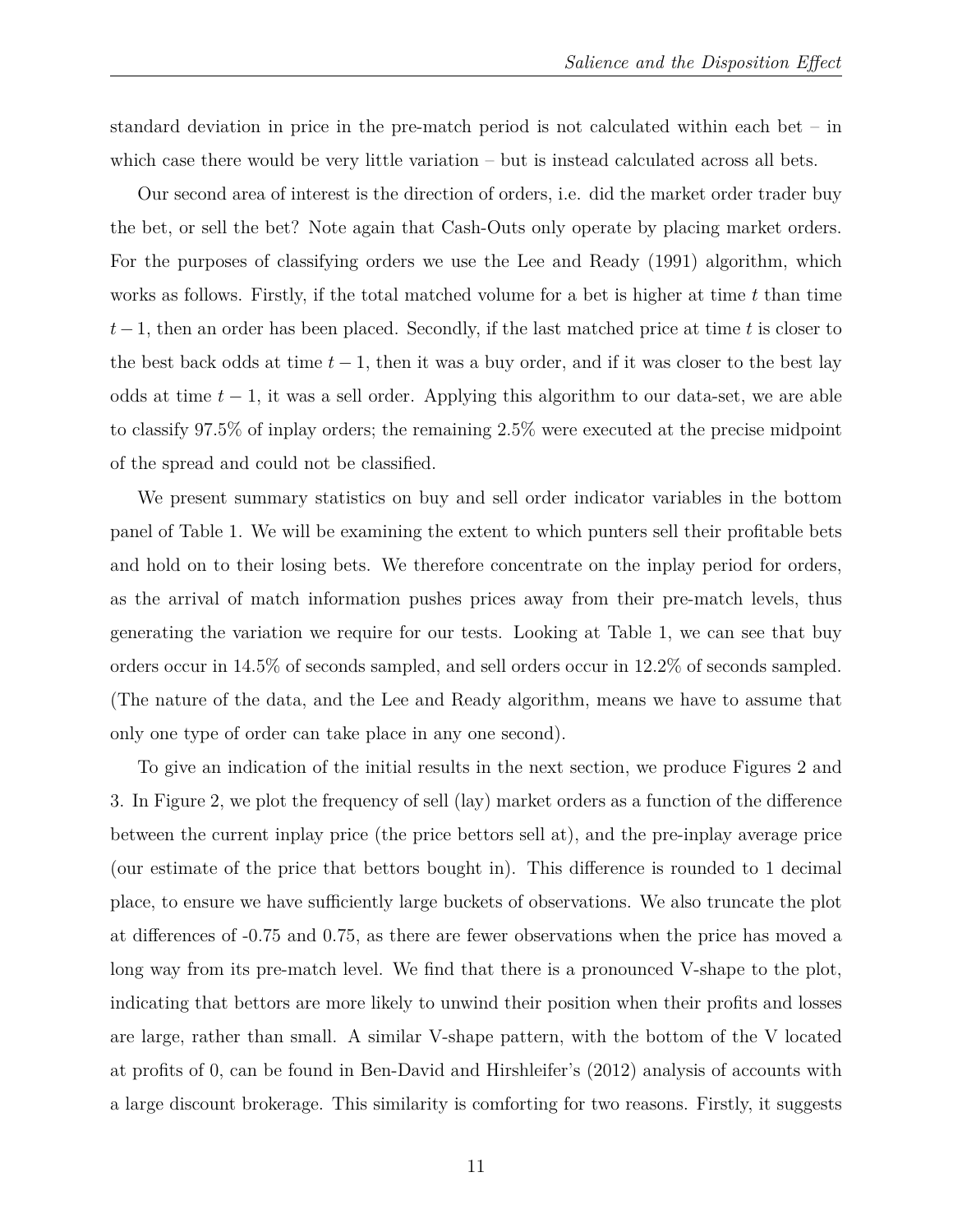standard deviation in price in the pre-match period is not calculated within each bet – in which case there would be very little variation – but is instead calculated across all bets.

Our second area of interest is the direction of orders, i.e. did the market order trader buy the bet, or sell the bet? Note again that Cash-Outs only operate by placing market orders. For the purposes of classifying orders we use the Lee and Ready (1991) algorithm, which works as follows. Firstly, if the total matched volume for a bet is higher at time $t$ than time $t-1$, then an order has been placed. Secondly, if the last matched price at time $t$ is closer to the best back odds at time $t-1$, then it was a buy order, and if it was closer to the best lay odds at time $t-1$, it was a sell order. Applying this algorithm to our data-set, we are able to classify 97.5% of inplay orders; the remaining 2.5% were executed at the precise midpoint of the spread and could not be classified.

We present summary statistics on buy and sell order indicator variables in the bottom panel of Table 1. We will be examining the extent to which punters sell their profitable bets and hold on to their losing bets. We therefore concentrate on the inplay period for orders, as the arrival of match information pushes prices away from their pre-match levels, thus generating the variation we require for our tests. Looking at Table 1, we can see that buy orders occur in 14.5% of seconds sampled, and sell orders occur in 12.2% of seconds sampled. (The nature of the data, and the Lee and Ready algorithm, means we have to assume that only one type of order can take place in any one second).

To give an indication of the initial results in the next section, we produce Figures 2 and 3. In Figure 2, we plot the frequency of sell (lay) market orders as a function of the difference between the current inplay price (the price bettors sell at), and the pre-inplay average price (our estimate of the price that bettors bought in). This difference is rounded to 1 decimal place, to ensure we have sufficiently large buckets of observations. We also truncate the plot at differences of -0.75 and 0.75, as there are fewer observations when the price has moved a long way from its pre-match level. We find that there is a pronounced V-shape to the plot, indicating that bettors are more likely to unwind their position when their profits and losses are large, rather than small. A similar V-shape pattern, with the bottom of the V located at profits of 0, can be found in Ben-David and Hirshleifer's (2012) analysis of accounts with a large discount brokerage. This similarity is comforting for two reasons. Firstly, it suggests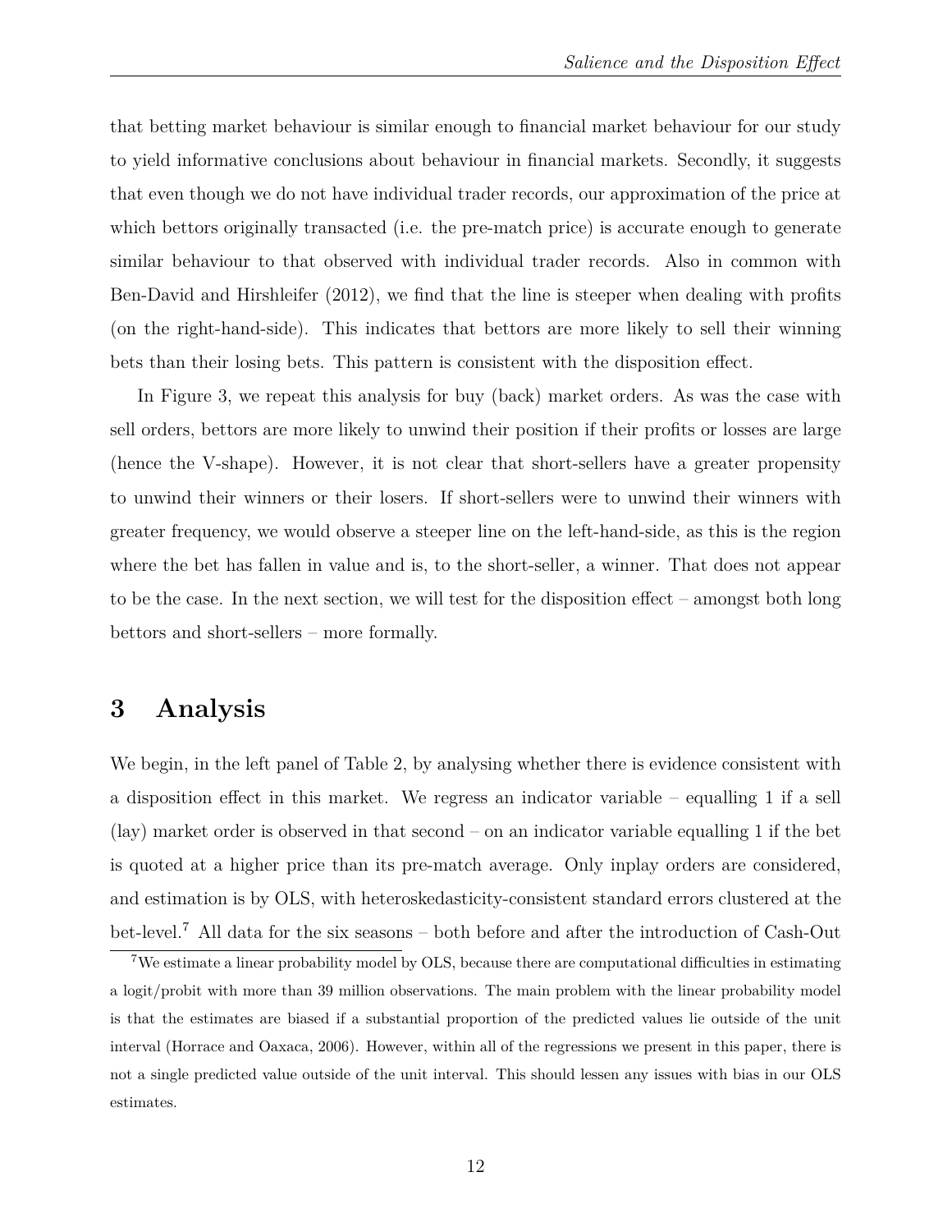that betting market behaviour is similar enough to financial market behaviour for our study to yield informative conclusions about behaviour in financial markets. Secondly, it suggests that even though we do not have individual trader records, our approximation of the price at which bettors originally transacted (i.e. the pre-match price) is accurate enough to generate similar behaviour to that observed with individual trader records. Also in common with Ben-David and Hirshleifer (2012), we find that the line is steeper when dealing with profits (on the right-hand-side). This indicates that bettors are more likely to sell their winning bets than their losing bets. This pattern is consistent with the disposition effect.

In Figure 3, we repeat this analysis for buy (back) market orders. As was the case with sell orders, bettors are more likely to unwind their position if their profits or losses are large (hence the V-shape). However, it is not clear that short-sellers have a greater propensity to unwind their winners or their losers. If short-sellers were to unwind their winners with greater frequency, we would observe a steeper line on the left-hand-side, as this is the region where the bet has fallen in value and is, to the short-seller, a winner. That does not appear to be the case. In the next section, we will test for the disposition effect – amongst both long bettors and short-sellers – more formally.

# 3 Analysis

We begin, in the left panel of Table 2, by analysing whether there is evidence consistent with a disposition effect in this market. We regress an indicator variable – equalling 1 if a sell (lay) market order is observed in that second – on an indicator variable equalling 1 if the bet is quoted at a higher price than its pre-match average. Only inplay orders are considered, and estimation is by OLS, with heteroskedasticity-consistent standard errors clustered at the bet-level.[7] All data for the six seasons – both before and after the introduction of Cash-Out

[7] We estimate a linear probability model by OLS, because there are computational difficulties in estimating a logit/probit with more than 39 million observations. The main problem with the linear probability model is that the estimates are biased if a substantial proportion of the predicted values lie outside of the unit interval (Horrace and Oaxaca, 2006). However, within all of the regressions we present in this paper, there is not a single predicted value outside of the unit interval. This should lessen any issues with bias in our OLS estimates.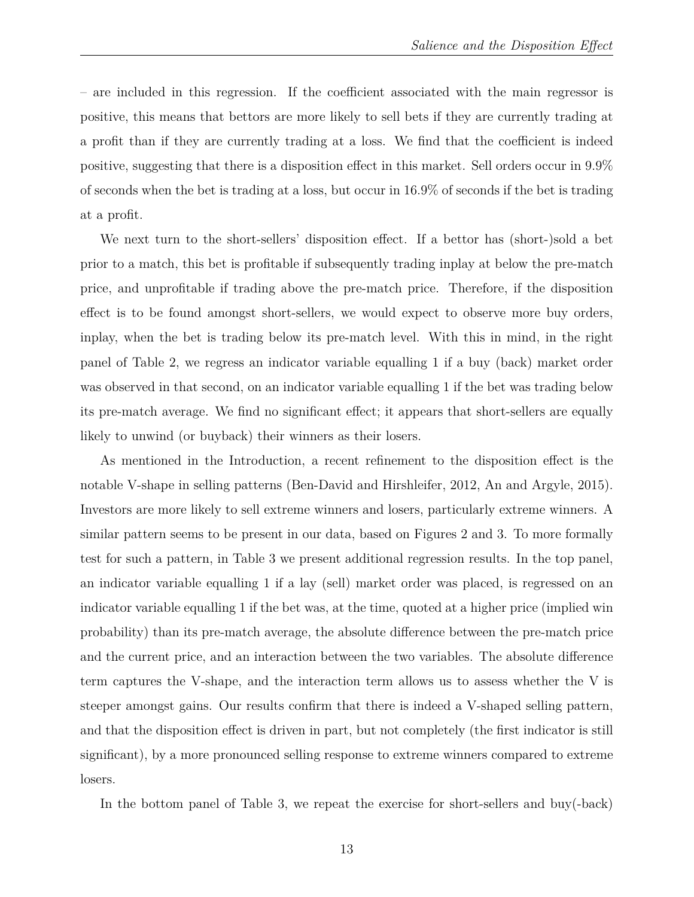– are included in this regression. If the coefficient associated with the main regressor is positive, this means that bettors are more likely to sell bets if they are currently trading at a profit than if they are currently trading at a loss. We find that the coefficient is indeed positive, suggesting that there is a disposition effect in this market. Sell orders occur in 9.9% of seconds when the bet is trading at a loss, but occur in 16.9% of seconds if the bet is trading at a profit.

We next turn to the short-sellers' disposition effect. If a bettor has (short-)sold a bet prior to a match, this bet is profitable if subsequently trading inplay at below the pre-match price, and unprofitable if trading above the pre-match price. Therefore, if the disposition effect is to be found amongst short-sellers, we would expect to observe more buy orders, inplay, when the bet is trading below its pre-match level. With this in mind, in the right panel of Table 2, we regress an indicator variable equalling 1 if a buy (back) market order was observed in that second, on an indicator variable equalling 1 if the bet was trading below its pre-match average. We find no significant effect; it appears that short-sellers are equally likely to unwind (or buyback) their winners as their losers.

As mentioned in the Introduction, a recent refinement to the disposition effect is the notable V-shape in selling patterns (Ben-David and Hirshleifer, 2012, An and Argyle, 2015). Investors are more likely to sell extreme winners and losers, particularly extreme winners. A similar pattern seems to be present in our data, based on Figures 2 and 3. To more formally test for such a pattern, in Table 3 we present additional regression results. In the top panel, an indicator variable equalling 1 if a lay (sell) market order was placed, is regressed on an indicator variable equalling 1 if the bet was, at the time, quoted at a higher price (implied win probability) than its pre-match average, the absolute difference between the pre-match price and the current price, and an interaction between the two variables. The absolute difference term captures the V-shape, and the interaction term allows us to assess whether the V is steeper amongst gains. Our results confirm that there is indeed a V-shaped selling pattern, and that the disposition effect is driven in part, but not completely (the first indicator is still significant), by a more pronounced selling response to extreme winners compared to extreme losers.

In the bottom panel of Table 3, we repeat the exercise for short-sellers and buy(-back)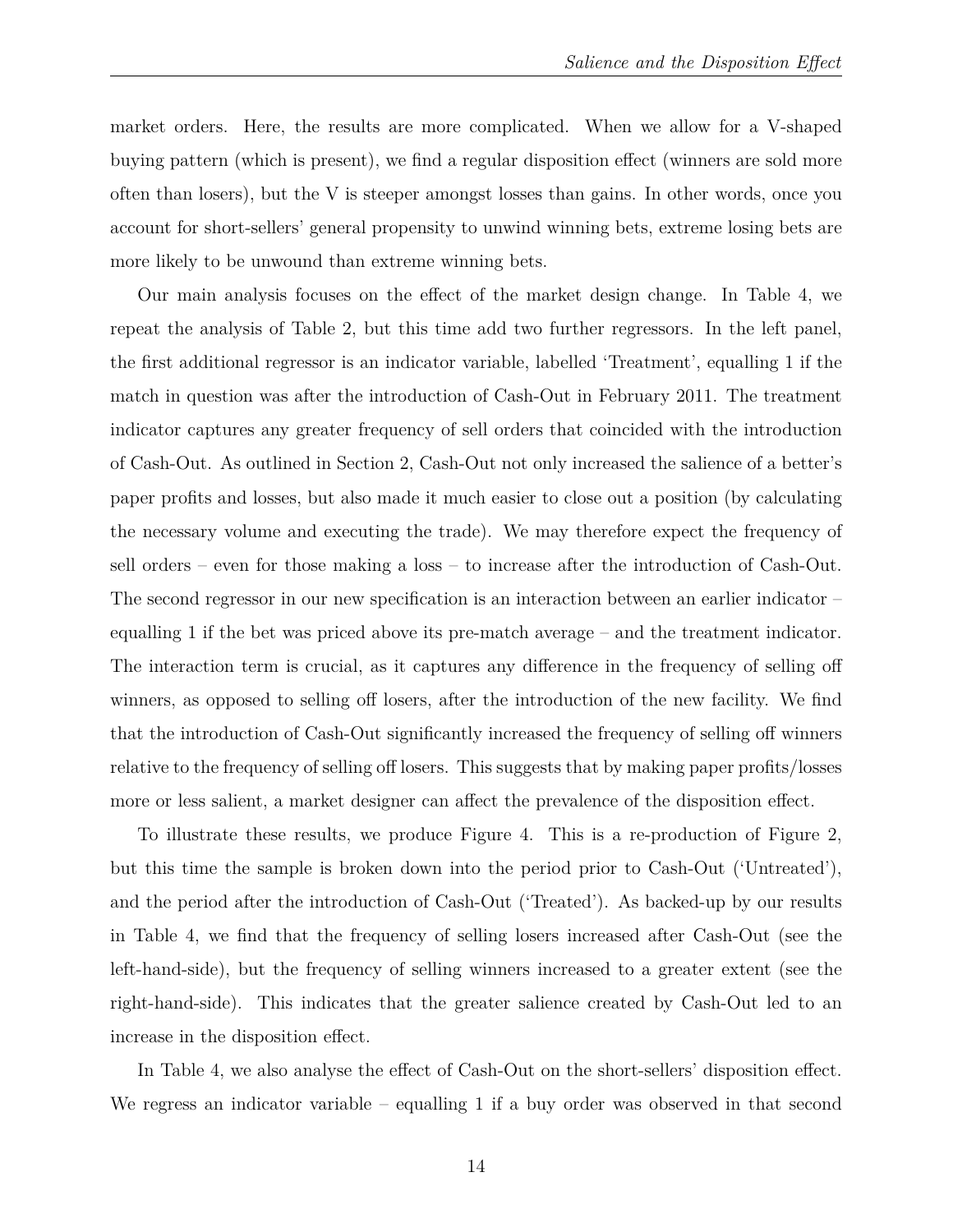market orders. Here, the results are more complicated. When we allow for a V-shaped buying pattern (which is present), we find a regular disposition effect (winners are sold more often than losers), but the V is steeper amongst losses than gains. In other words, once you account for short-sellers' general propensity to unwind winning bets, extreme losing bets are more likely to be unwound than extreme winning bets.

Our main analysis focuses on the effect of the market design change. In Table 4, we repeat the analysis of Table 2, but this time add two further regressors. In the left panel, the first additional regressor is an indicator variable, labelled 'Treatment', equalling 1 if the match in question was after the introduction of Cash-Out in February 2011. The treatment indicator captures any greater frequency of sell orders that coincided with the introduction of Cash-Out. As outlined in Section 2, Cash-Out not only increased the salience of a better's paper profits and losses, but also made it much easier to close out a position (by calculating the necessary volume and executing the trade). We may therefore expect the frequency of sell orders – even for those making a loss – to increase after the introduction of Cash-Out. The second regressor in our new specification is an interaction between an earlier indicator – equalling 1 if the bet was priced above its pre-match average – and the treatment indicator. The interaction term is crucial, as it captures any difference in the frequency of selling off winners, as opposed to selling off losers, after the introduction of the new facility. We find that the introduction of Cash-Out significantly increased the frequency of selling off winners relative to the frequency of selling off losers. This suggests that by making paper profits/losses more or less salient, a market designer can affect the prevalence of the disposition effect.

To illustrate these results, we produce Figure 4. This is a re-production of Figure 2, but this time the sample is broken down into the period prior to Cash-Out ('Untreated'), and the period after the introduction of Cash-Out ('Treated'). As backed-up by our results in Table 4, we find that the frequency of selling losers increased after Cash-Out (see the left-hand-side), but the frequency of selling winners increased to a greater extent (see the right-hand-side). This indicates that the greater salience created by Cash-Out led to an increase in the disposition effect.

In Table 4, we also analyse the effect of Cash-Out on the short-sellers' disposition effect. We regress an indicator variable – equalling 1 if a buy order was observed in that second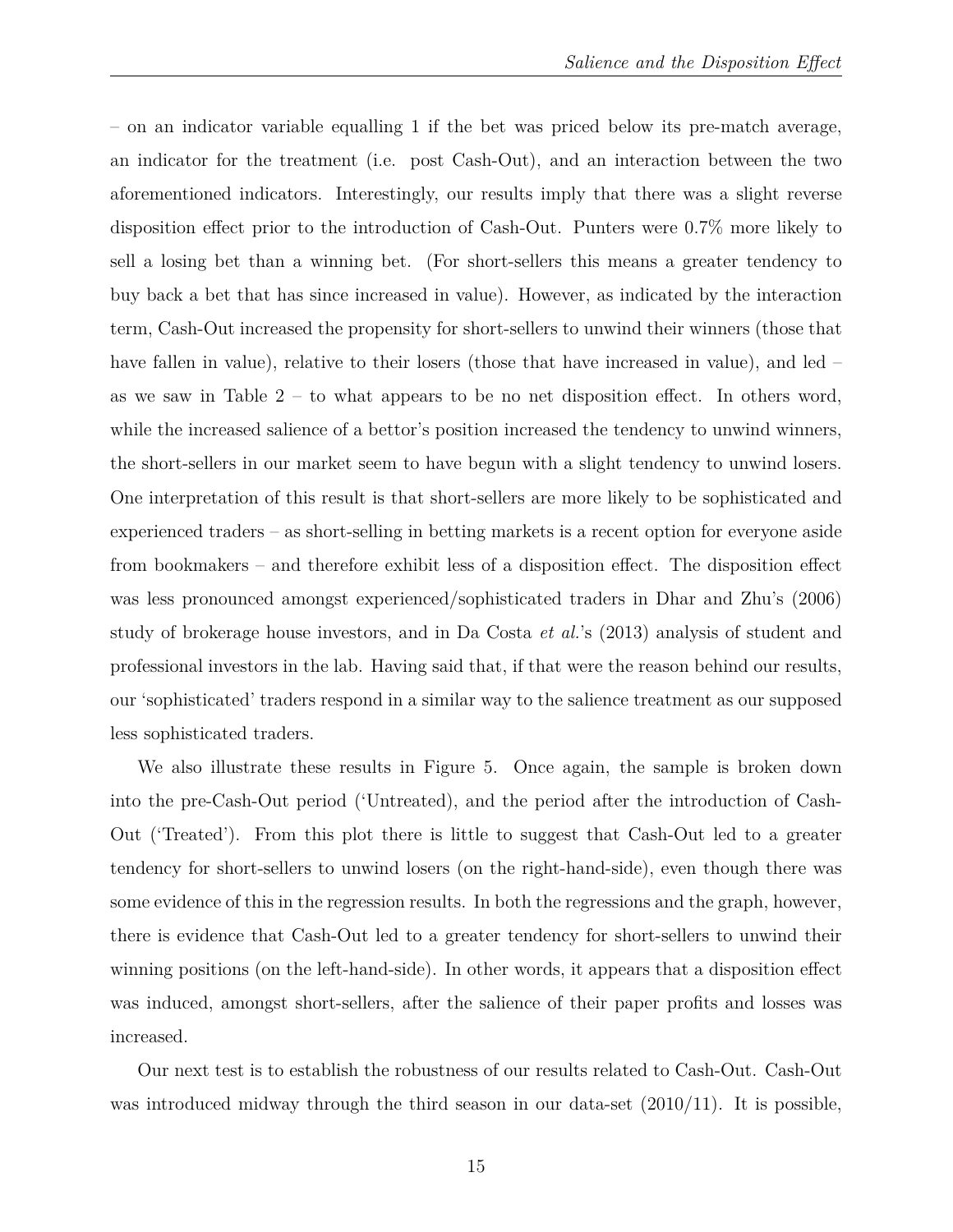– on an indicator variable equalling 1 if the bet was priced below its pre-match average, an indicator for the treatment (i.e. post Cash-Out), and an interaction between the two aforementioned indicators. Interestingly, our results imply that there was a slight reverse disposition effect prior to the introduction of Cash-Out. Punters were 0.7% more likely to sell a losing bet than a winning bet. (For short-sellers this means a greater tendency to buy back a bet that has since increased in value). However, as indicated by the interaction term, Cash-Out increased the propensity for short-sellers to unwind their winners (those that have fallen in value), relative to their losers (those that have increased in value), and led – as we saw in Table 2 – to what appears to be no net disposition effect. In others word, while the increased salience of a bettor's position increased the tendency to unwind winners, the short-sellers in our market seem to have begun with a slight tendency to unwind losers. One interpretation of this result is that short-sellers are more likely to be sophisticated and experienced traders – as short-selling in betting markets is a recent option for everyone aside from bookmakers – and therefore exhibit less of a disposition effect. The disposition effect was less pronounced amongst experienced/sophisticated traders in Dhar and Zhu's (2006) study of brokerage house investors, and in Da Costa *et al.*'s (2013) analysis of student and professional investors in the lab. Having said that, if that were the reason behind our results, our 'sophisticated' traders respond in a similar way to the salience treatment as our supposed less sophisticated traders.

We also illustrate these results in Figure 5. Once again, the sample is broken down into the pre-Cash-Out period ('Untreated), and the period after the introduction of Cash-Out ('Treated'). From this plot there is little to suggest that Cash-Out led to a greater tendency for short-sellers to unwind losers (on the right-hand-side), even though there was some evidence of this in the regression results. In both the regressions and the graph, however, there is evidence that Cash-Out led to a greater tendency for short-sellers to unwind their winning positions (on the left-hand-side). In other words, it appears that a disposition effect was induced, amongst short-sellers, after the salience of their paper profits and losses was increased.

Our next test is to establish the robustness of our results related to Cash-Out. Cash-Out was introduced midway through the third season in our data-set (2010/11). It is possible,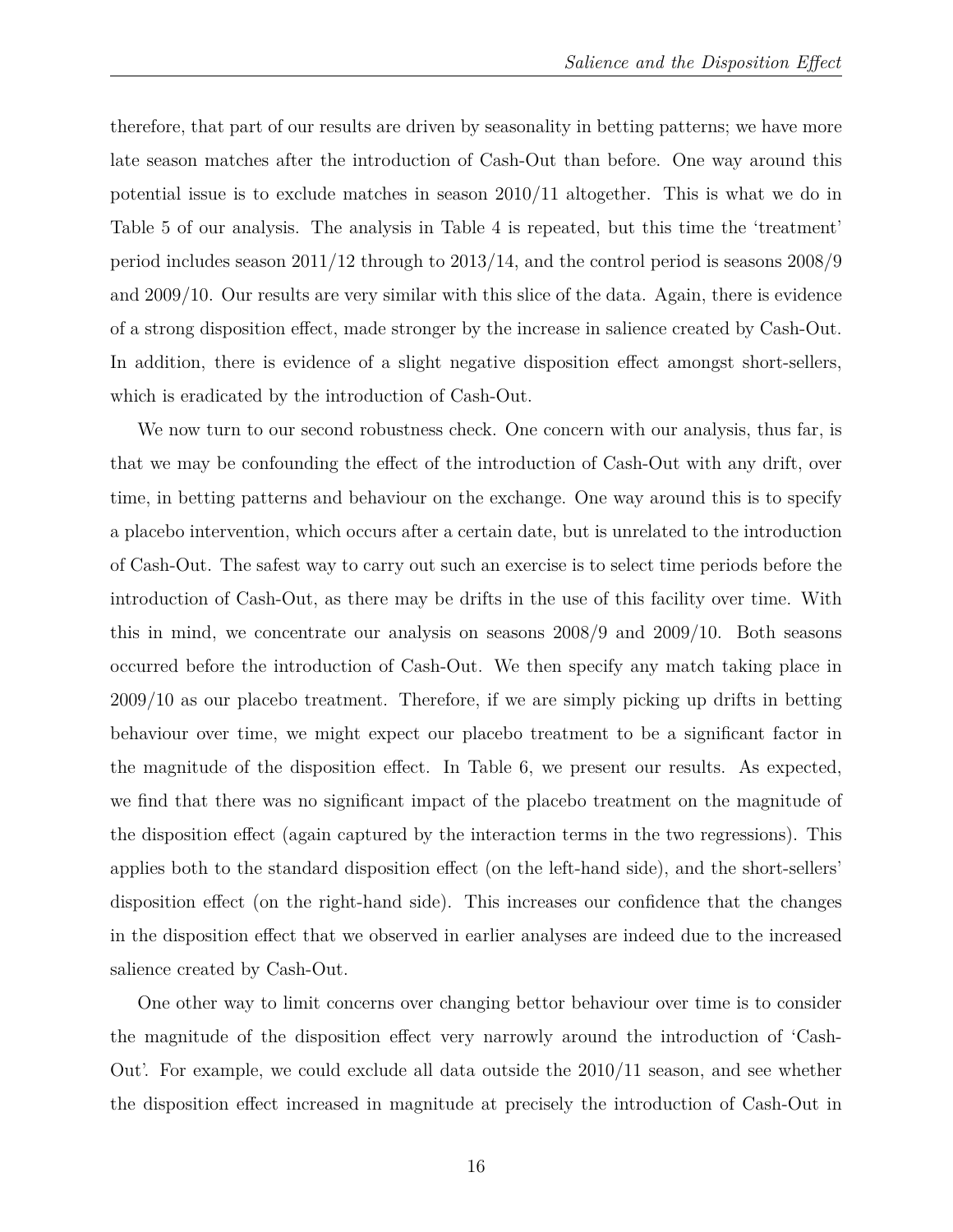therefore, that part of our results are driven by seasonality in betting patterns; we have more late season matches after the introduction of Cash-Out than before. One way around this potential issue is to exclude matches in season 2010/11 altogether. This is what we do in Table 5 of our analysis. The analysis in Table 4 is repeated, but this time the 'treatment' period includes season 2011/12 through to 2013/14, and the control period is seasons 2008/9 and 2009/10. Our results are very similar with this slice of the data. Again, there is evidence of a strong disposition effect, made stronger by the increase in salience created by Cash-Out. In addition, there is evidence of a slight negative disposition effect amongst short-sellers, which is eradicated by the introduction of Cash-Out.

We now turn to our second robustness check. One concern with our analysis, thus far, is that we may be confounding the effect of the introduction of Cash-Out with any drift, over time, in betting patterns and behaviour on the exchange. One way around this is to specify a placebo intervention, which occurs after a certain date, but is unrelated to the introduction of Cash-Out. The safest way to carry out such an exercise is to select time periods before the introduction of Cash-Out, as there may be drifts in the use of this facility over time. With this in mind, we concentrate our analysis on seasons 2008/9 and 2009/10. Both seasons occurred before the introduction of Cash-Out. We then specify any match taking place in 2009/10 as our placebo treatment. Therefore, if we are simply picking up drifts in betting behaviour over time, we might expect our placebo treatment to be a significant factor in the magnitude of the disposition effect. In Table 6, we present our results. As expected, we find that there was no significant impact of the placebo treatment on the magnitude of the disposition effect (again captured by the interaction terms in the two regressions). This applies both to the standard disposition effect (on the left-hand side), and the short-sellers' disposition effect (on the right-hand side). This increases our confidence that the changes in the disposition effect that we observed in earlier analyses are indeed due to the increased salience created by Cash-Out.

One other way to limit concerns over changing bettor behaviour over time is to consider the magnitude of the disposition effect very narrowly around the introduction of 'Cash-Out'. For example, we could exclude all data outside the 2010/11 season, and see whether the disposition effect increased in magnitude at precisely the introduction of Cash-Out in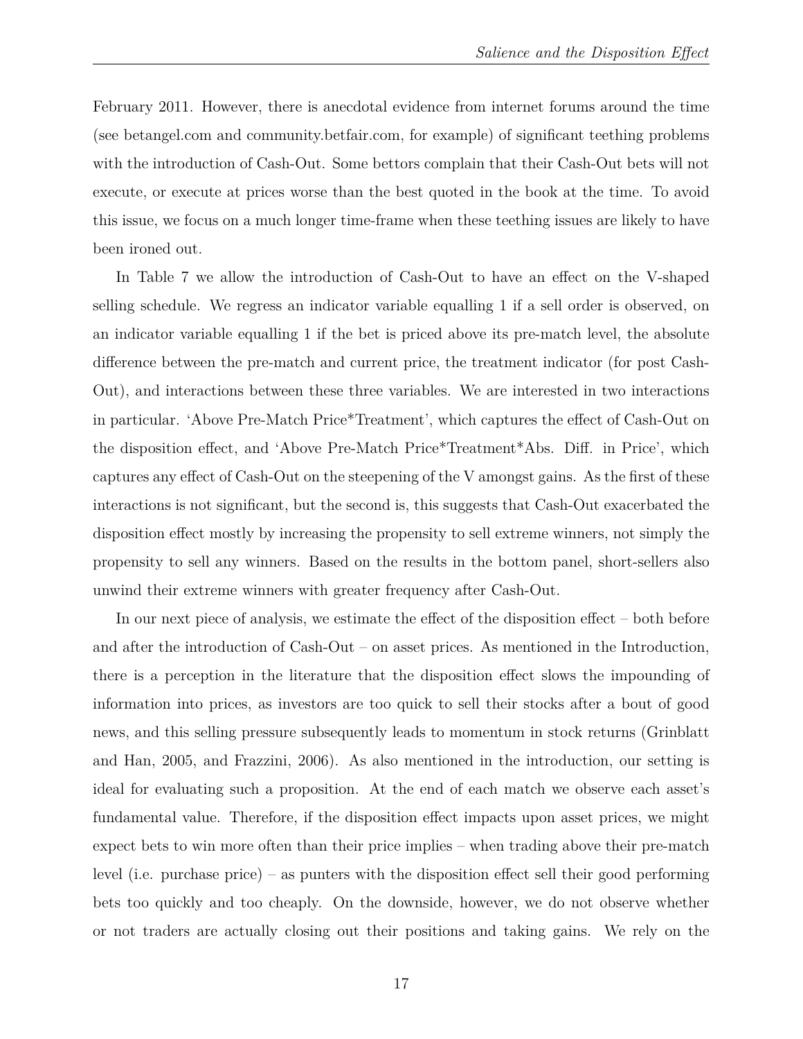February 2011. However, there is anecdotal evidence from internet forums around the time (see betangel.com and community.betfair.com, for example) of significant teething problems with the introduction of Cash-Out. Some bettors complain that their Cash-Out bets will not execute, or execute at prices worse than the best quoted in the book at the time. To avoid this issue, we focus on a much longer time-frame when these teething issues are likely to have been ironed out.

In Table 7 we allow the introduction of Cash-Out to have an effect on the V-shaped selling schedule. We regress an indicator variable equalling 1 if a sell order is observed, on an indicator variable equalling 1 if the bet is priced above its pre-match level, the absolute difference between the pre-match and current price, the treatment indicator (for post Cash-Out), and interactions between these three variables. We are interested in two interactions in particular. 'Above Pre-Match Price*Treatment', which captures the effect of Cash-Out on the disposition effect, and 'Above Pre-Match Price*Treatment*Abs. Diff. in Price', which captures any effect of Cash-Out on the steepening of the V amongst gains. As the first of these interactions is not significant, but the second is, this suggests that Cash-Out exacerbated the disposition effect mostly by increasing the propensity to sell extreme winners, not simply the propensity to sell any winners. Based on the results in the bottom panel, short-sellers also unwind their extreme winners with greater frequency after Cash-Out.

In our next piece of analysis, we estimate the effect of the disposition effect – both before and after the introduction of Cash-Out – on asset prices. As mentioned in the Introduction, there is a perception in the literature that the disposition effect slows the impounding of information into prices, as investors are too quick to sell their stocks after a bout of good news, and this selling pressure subsequently leads to momentum in stock returns (Grinblatt and Han, 2005, and Frazzini, 2006). As also mentioned in the introduction, our setting is ideal for evaluating such a proposition. At the end of each match we observe each asset's fundamental value. Therefore, if the disposition effect impacts upon asset prices, we might expect bets to win more often than their price implies – when trading above their pre-match level (i.e. purchase price) – as punters with the disposition effect sell their good performing bets too quickly and too cheaply. On the downside, however, we do not observe whether or not traders are actually closing out their positions and taking gains. We rely on the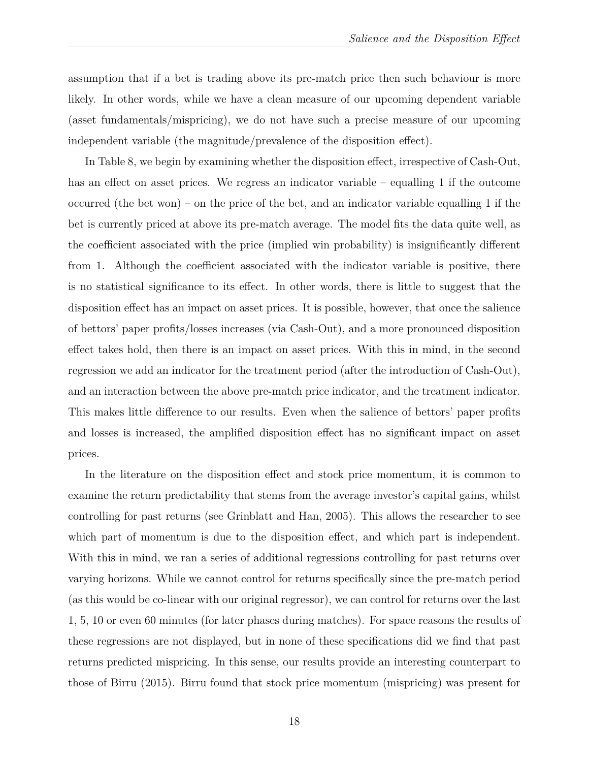assumption that if a bet is trading above its pre-match price then such behaviour is more likely. In other words, while we have a clean measure of our upcoming dependent variable (asset fundamentals/mispricing), we do not have such a precise measure of our upcoming independent variable (the magnitude/prevalence of the disposition effect).

In Table 8, we begin by examining whether the disposition effect, irrespective of Cash-Out, has an effect on asset prices. We regress an indicator variable – equalling 1 if the outcome occurred (the bet won) – on the price of the bet, and an indicator variable equalling 1 if the bet is currently priced at above its pre-match average. The model fits the data quite well, as the coefficient associated with the price (implied win probability) is insignificantly different from 1. Although the coefficient associated with the indicator variable is positive, there is no statistical significance to its effect. In other words, there is little to suggest that the disposition effect has an impact on asset prices. It is possible, however, that once the salience of bettors' paper profits/losses increases (via Cash-Out), and a more pronounced disposition effect takes hold, then there is an impact on asset prices. With this in mind, in the second regression we add an indicator for the treatment period (after the introduction of Cash-Out), and an interaction between the above pre-match price indicator, and the treatment indicator. This makes little difference to our results. Even when the salience of bettors' paper profits and losses is increased, the amplified disposition effect has no significant impact on asset prices.

In the literature on the disposition effect and stock price momentum, it is common to examine the return predictability that stems from the average investor's capital gains, whilst controlling for past returns (see Grinblatt and Han, 2005). This allows the researcher to see which part of momentum is due to the disposition effect, and which part is independent. With this in mind, we ran a series of additional regressions controlling for past returns over varying horizons. While we cannot control for returns specifically since the pre-match period (as this would be co-linear with our original regressor), we can control for returns over the last 1, 5, 10 or even 60 minutes (for later phases during matches). For space reasons the results of these regressions are not displayed, but in none of these specifications did we find that past returns predicted mispricing. In this sense, our results provide an interesting counterpart to those of Birru (2015). Birru found that stock price momentum (mispricing) was present for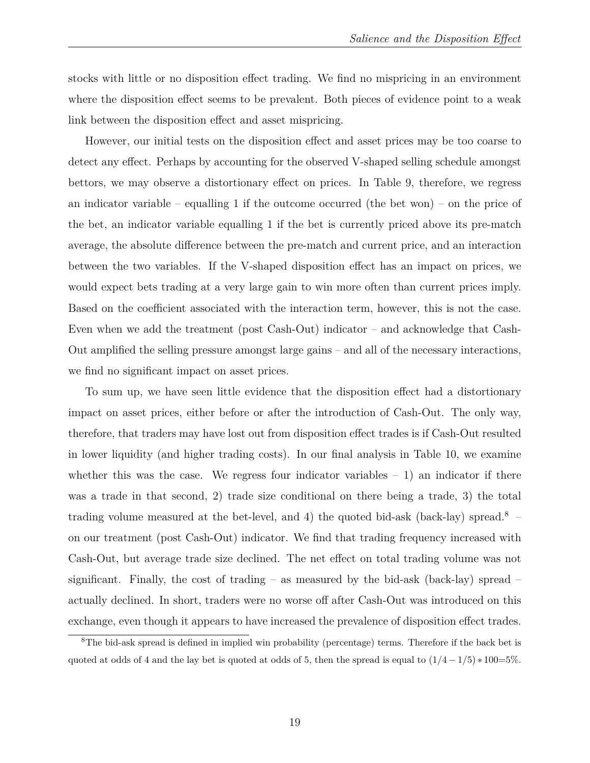stocks with little or no disposition effect trading. We find no mispricing in an environment where the disposition effect seems to be prevalent. Both pieces of evidence point to a weak link between the disposition effect and asset mispricing.

However, our initial tests on the disposition effect and asset prices may be too coarse to detect any effect. Perhaps by accounting for the observed V-shaped selling schedule amongst bettors, we may observe a distortionary effect on prices. In Table 9, therefore, we regress an indicator variable – equalling 1 if the outcome occurred (the bet won) – on the price of the bet, an indicator variable equalling 1 if the bet is currently priced above its pre-match average, the absolute difference between the pre-match and current price, and an interaction between the two variables. If the V-shaped disposition effect has an impact on prices, we would expect bets trading at a very large gain to win more often than current prices imply. Based on the coefficient associated with the interaction term, however, this is not the case. Even when we add the treatment (post Cash-Out) indicator – and acknowledge that Cash-Out amplified the selling pressure amongst large gains – and all of the necessary interactions, we find no significant impact on asset prices.

To sum up, we have seen little evidence that the disposition effect had a distortionary impact on asset prices, either before or after the introduction of Cash-Out. The only way, therefore, that traders may have lost out from disposition effect trades is if Cash-Out resulted in lower liquidity (and higher trading costs). In our final analysis in Table 10, we examine whether this was the case. We regress four indicator variables – 1) an indicator if there was a trade in that second, 2) trade size conditional on there being a trade, 3) the total trading volume measured at the bet-level, and 4) the quoted bid-ask (back-lay) spread.[8] – on our treatment (post Cash-Out) indicator. We find that trading frequency increased with Cash-Out, but average trade size declined. The net effect on total trading volume was not significant. Finally, the cost of trading – as measured by the bid-ask (back-lay) spread – actually declined. In short, traders were no worse off after Cash-Out was introduced on this exchange, even though it appears to have increased the prevalence of disposition effect trades.

[8] The bid-ask spread is defined in implied win probability (percentage) terms. Therefore if the back bet is quoted at odds of 4 and the lay bet is quoted at odds of 5, then the spread is equal to $(1/4 - 1/5) * 100 = 5\%$.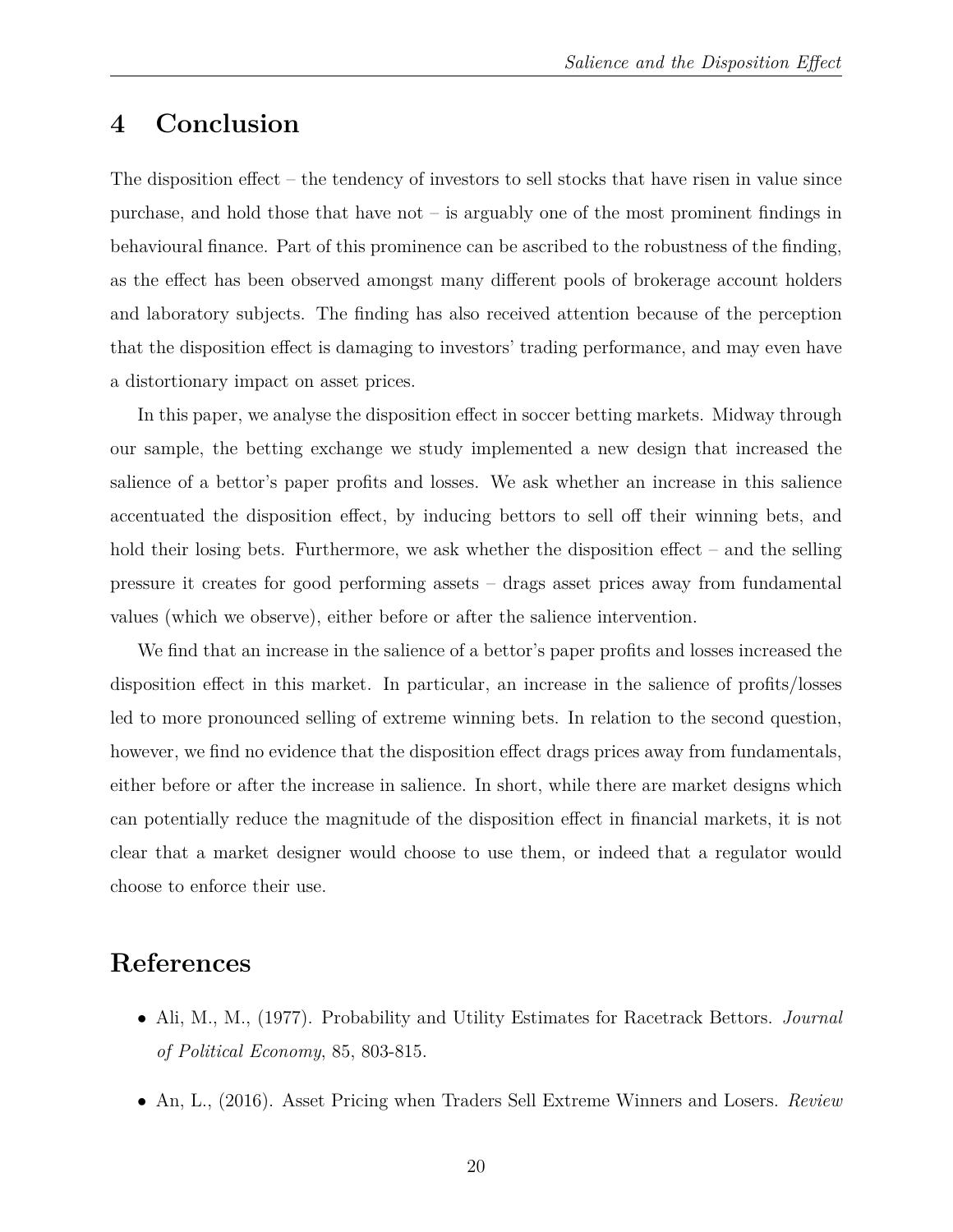## 4 Conclusion

The disposition effect – the tendency of investors to sell stocks that have risen in value since purchase, and hold those that have not – is arguably one of the most prominent findings in behavioural finance. Part of this prominence can be ascribed to the robustness of the finding, as the effect has been observed amongst many different pools of brokerage account holders and laboratory subjects. The finding has also received attention because of the perception that the disposition effect is damaging to investors' trading performance, and may even have a distortionary impact on asset prices.

In this paper, we analyse the disposition effect in soccer betting markets. Midway through our sample, the betting exchange we study implemented a new design that increased the salience of a bettor's paper profits and losses. We ask whether an increase in this salience accentuated the disposition effect, by inducing bettors to sell off their winning bets, and hold their losing bets. Furthermore, we ask whether the disposition effect – and the selling pressure it creates for good performing assets – drags asset prices away from fundamental values (which we observe), either before or after the salience intervention.

We find that an increase in the salience of a bettor's paper profits and losses increased the disposition effect in this market. In particular, an increase in the salience of profits/losses led to more pronounced selling of extreme winning bets. In relation to the second question, however, we find no evidence that the disposition effect drags prices away from fundamentals, either before or after the increase in salience. In short, while there are market designs which can potentially reduce the magnitude of the disposition effect in financial markets, it is not clear that a market designer would choose to use them, or indeed that a regulator would choose to enforce their use.

## References

- Ali, M., M., (1977). Probability and Utility Estimates for Racetrack Bettors. *Journal of Political Economy*, 85, 803-815.
- An, L., (2016). Asset Pricing when Traders Sell Extreme Winners and Losers. *Review*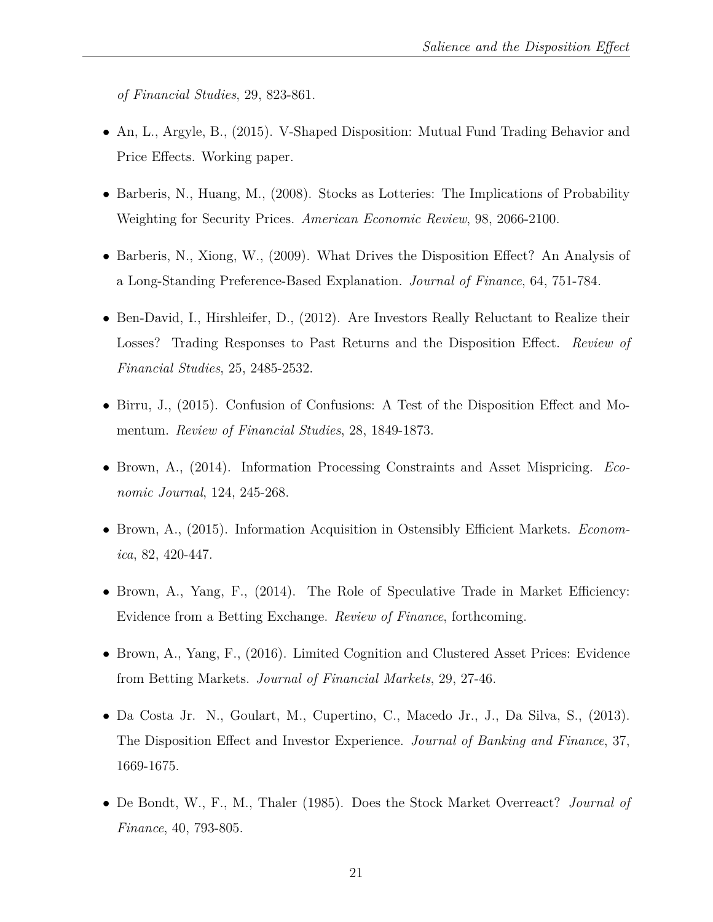*of Financial Studies*, 29, 823-861.

- An, L., Argyle, B., (2015). V-Shaped Disposition: Mutual Fund Trading Behavior and Price Effects. Working paper.
- Barberis, N., Huang, M., (2008). Stocks as Lotteries: The Implications of Probability Weighting for Security Prices. *American Economic Review*, 98, 2066-2100.
- Barberis, N., Xiong, W., (2009). What Drives the Disposition Effect? An Analysis of a Long-Standing Preference-Based Explanation. *Journal of Finance*, 64, 751-784.
- Ben-David, I., Hirshleifer, D., (2012). Are Investors Really Reluctant to Realize their Losses? Trading Responses to Past Returns and the Disposition Effect. *Review of Financial Studies*, 25, 2485-2532.
- Birru, J., (2015). Confusion of Confusions: A Test of the Disposition Effect and Momentum. *Review of Financial Studies*, 28, 1849-1873.
- Brown, A., (2014). Information Processing Constraints and Asset Mispricing. *Economic Journal*, 124, 245-268.
- Brown, A., (2015). Information Acquisition in Ostensibly Efficient Markets. *Economica*, 82, 420-447.
- Brown, A., Yang, F., (2014). The Role of Speculative Trade in Market Efficiency: Evidence from a Betting Exchange. *Review of Finance*, forthcoming.
- Brown, A., Yang, F., (2016). Limited Cognition and Clustered Asset Prices: Evidence from Betting Markets. *Journal of Financial Markets*, 29, 27-46.
- Da Costa Jr. N., Goulart, M., Cupertino, C., Macedo Jr., J., Da Silva, S., (2013). The Disposition Effect and Investor Experience. *Journal of Banking and Finance*, 37, 1669-1675.
- De Bondt, W., F., M., Thaler (1985). Does the Stock Market Overreact? *Journal of Finance*, 40, 793-805.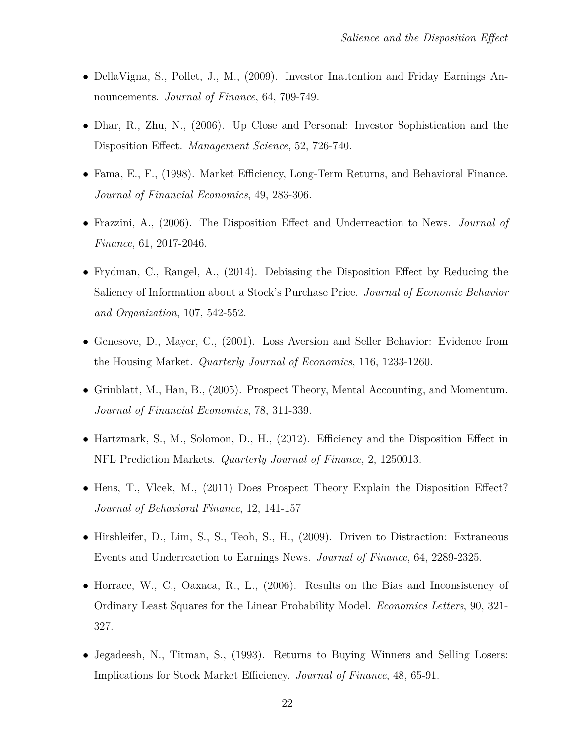- DellaVigna, S., Pollet, J., M., (2009). Investor Inattention and Friday Earnings Announcements. *Journal of Finance*, 64, 709-749.

- Dhar, R., Zhu, N., (2006). Up Close and Personal: Investor Sophistication and the Disposition Effect. *Management Science*, 52, 726-740.

- Fama, E., F., (1998). Market Efficiency, Long-Term Returns, and Behavioral Finance. *Journal of Financial Economics*, 49, 283-306.

- Frazzini, A., (2006). The Disposition Effect and Underreaction to News. *Journal of Finance*, 61, 2017-2046.

- Frydman, C., Rangel, A., (2014). Debiasing the Disposition Effect by Reducing the Saliency of Information about a Stock's Purchase Price. *Journal of Economic Behavior and Organization*, 107, 542-552.

- Genesove, D., Mayer, C., (2001). Loss Aversion and Seller Behavior: Evidence from the Housing Market. *Quarterly Journal of Economics*, 116, 1233-1260.

- Grinblatt, M., Han, B., (2005). Prospect Theory, Mental Accounting, and Momentum. *Journal of Financial Economics*, 78, 311-339.

- Hartzmark, S., M., Solomon, D., H., (2012). Efficiency and the Disposition Effect in NFL Prediction Markets. *Quarterly Journal of Finance*, 2, 1250013.

- Hens, T., Vlcek, M., (2011) Does Prospect Theory Explain the Disposition Effect? *Journal of Behavioral Finance*, 12, 141-157

- Hirshleifer, D., Lim, S., S., Teoh, S., H., (2009). Driven to Distraction: Extraneous Events and Underreaction to Earnings News. *Journal of Finance*, 64, 2289-2325.

- Horrace, W., C., Oaxaca, R., L., (2006). Results on the Bias and Inconsistency of Ordinary Least Squares for the Linear Probability Model. *Economics Letters*, 90, 321-327.

- Jegadeesh, N., Titman, S., (1993). Returns to Buying Winners and Selling Losers: Implications for Stock Market Efficiency. *Journal of Finance*, 48, 65-91.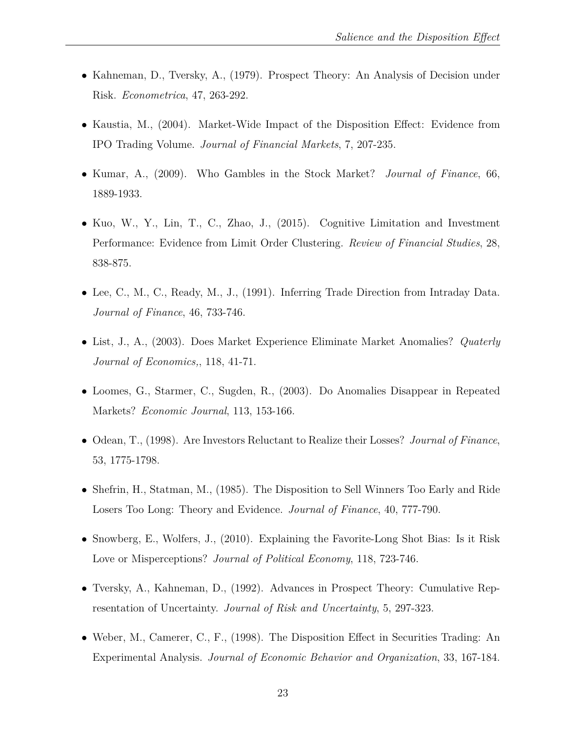- Kahneman, D., Tversky, A., (1979). Prospect Theory: An Analysis of Decision under Risk. *Econometrica*, 47, 263-292.
- Kaustia, M., (2004). Market-Wide Impact of the Disposition Effect: Evidence from IPO Trading Volume. *Journal of Financial Markets*, 7, 207-235.
- Kumar, A., (2009). Who Gambles in the Stock Market? *Journal of Finance*, 66, 1889-1933.
- Kuo, W., Y., Lin, T., C., Zhao, J., (2015). Cognitive Limitation and Investment Performance: Evidence from Limit Order Clustering. *Review of Financial Studies*, 28, 838-875.
- Lee, C., M., C., Ready, M., J., (1991). Inferring Trade Direction from Intraday Data. *Journal of Finance*, 46, 733-746.
- List, J., A., (2003). Does Market Experience Eliminate Market Anomalies? *Quaterly Journal of Economics,*, 118, 41-71.
- Loomes, G., Starmer, C., Sugden, R., (2003). Do Anomalies Disappear in Repeated Markets? *Economic Journal*, 113, 153-166.
- Odean, T., (1998). Are Investors Reluctant to Realize their Losses? *Journal of Finance*, 53, 1775-1798.
- Shefrin, H., Statman, M., (1985). The Disposition to Sell Winners Too Early and Ride Losers Too Long: Theory and Evidence. *Journal of Finance*, 40, 777-790.
- Snowberg, E., Wolfers, J., (2010). Explaining the Favorite-Long Shot Bias: Is it Risk Love or Misperceptions? *Journal of Political Economy*, 118, 723-746.
- Tversky, A., Kahneman, D., (1992). Advances in Prospect Theory: Cumulative Representation of Uncertainty. *Journal of Risk and Uncertainty*, 5, 297-323.
- Weber, M., Camerer, C., F., (1998). The Disposition Effect in Securities Trading: An Experimental Analysis. *Journal of Economic Behavior and Organization*, 33, 167-184.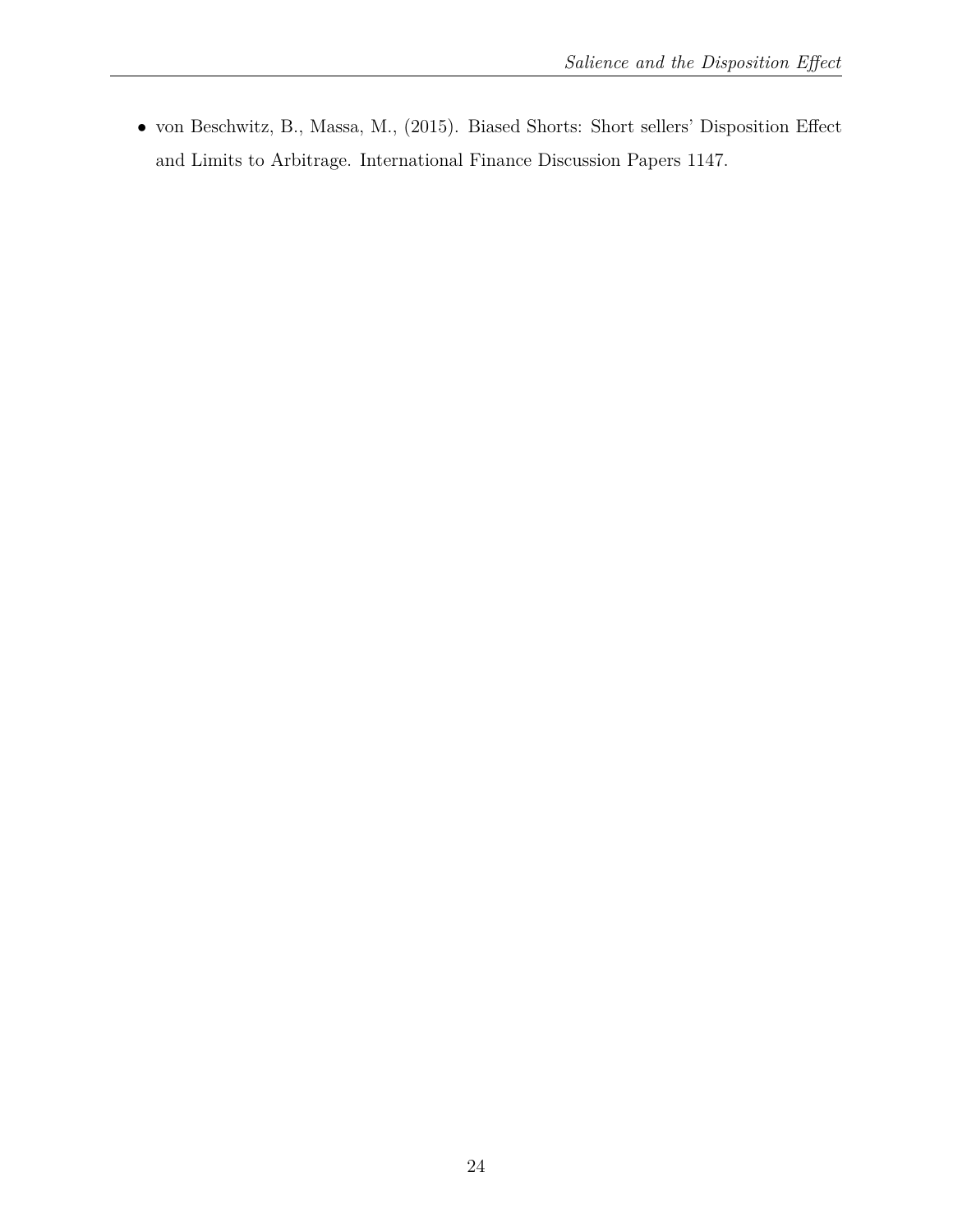- von Beschwitz, B., Massa, M., (2015). Biased Shorts: Short sellers' Disposition Effect and Limits to Arbitrage. International Finance Discussion Papers 1147.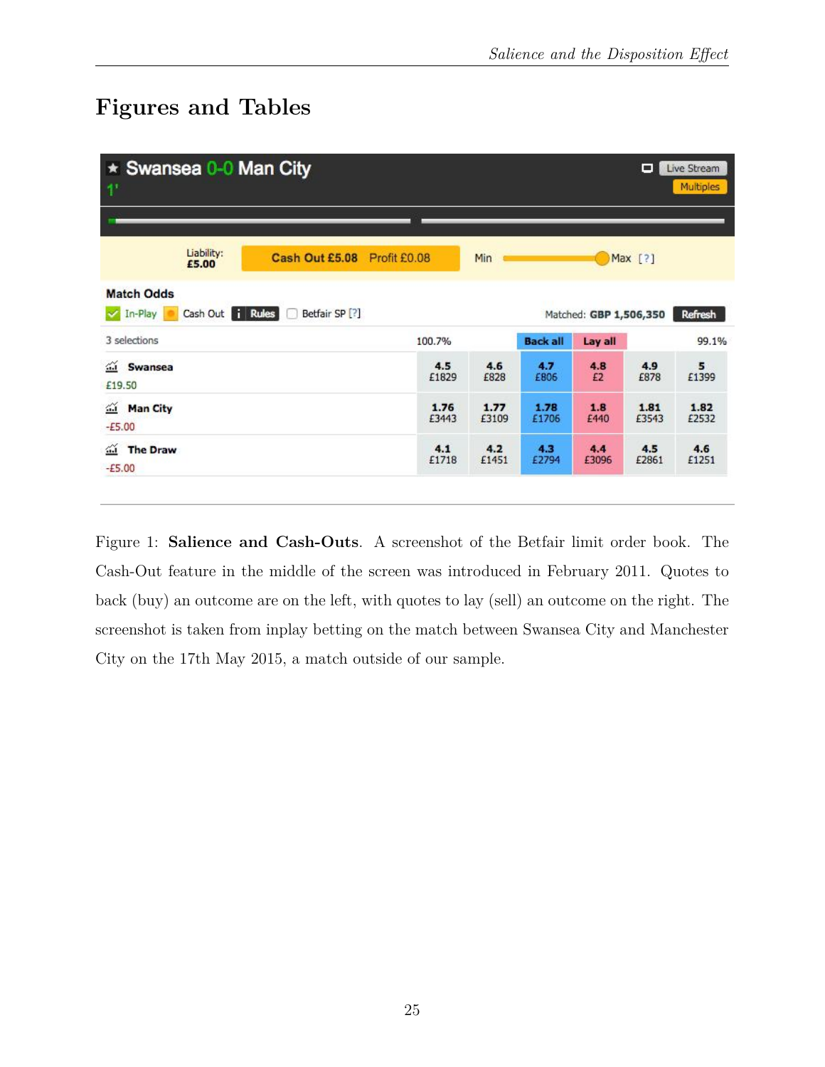# Figures and Tables

Figure 1: **Salience and Cash-Outs**. A screenshot of the Betfair limit order book. The Cash-Out feature in the middle of the screen was introduced in February 2011. Quotes to back (buy) an outcome are on the left, with quotes to lay (sell) an outcome on the right. The screenshot is taken from inplay betting on the match between Swansea City and Manchester City on the 17th May 2015, a match outside of our sample.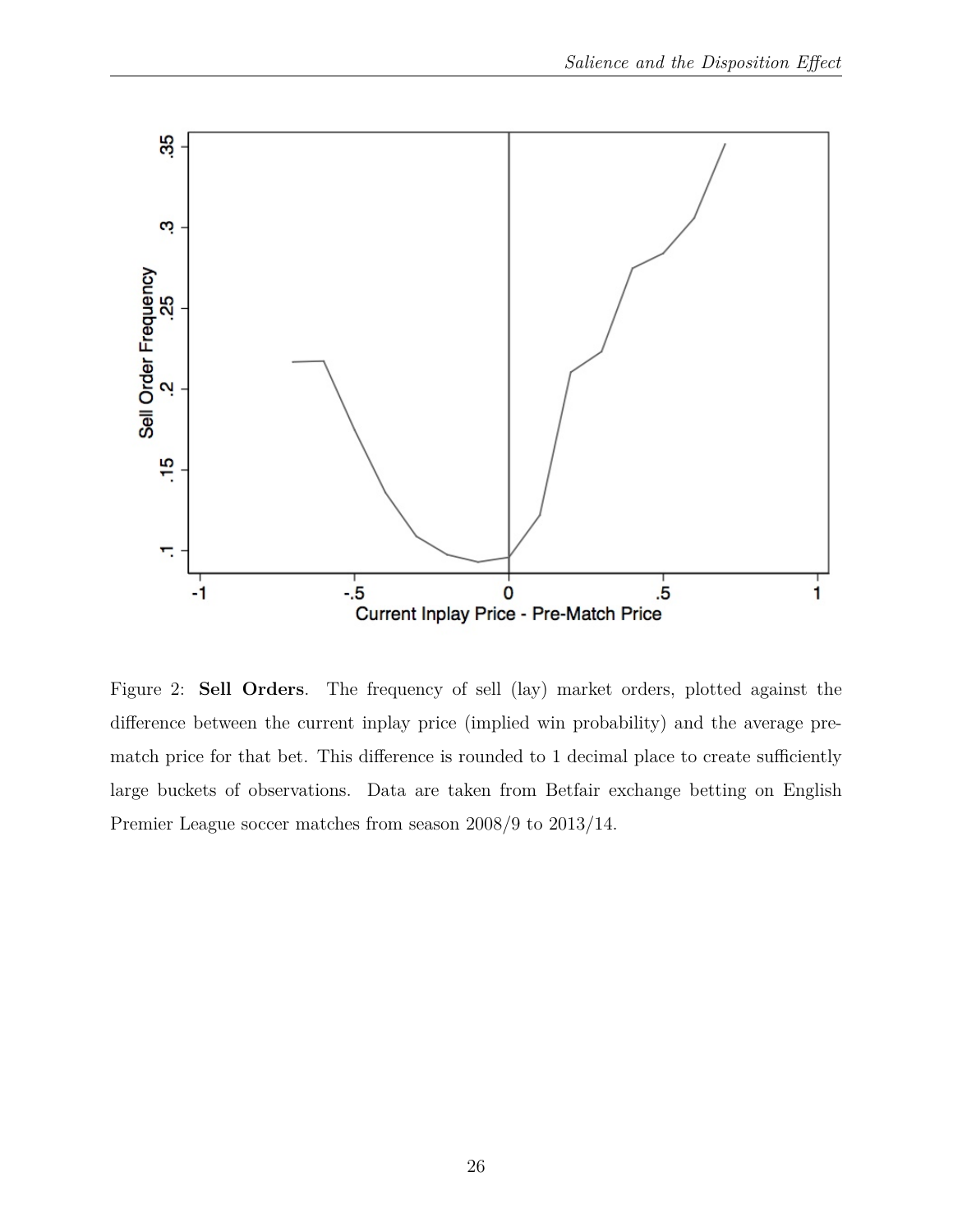Figure 2: **Sell Orders**. The frequency of sell (lay) market orders, plotted against the difference between the current inplay price (implied win probability) and the average pre-match price for that bet. This difference is rounded to 1 decimal place to create sufficiently large buckets of observations. Data are taken from Betfair exchange betting on English Premier League soccer matches from season 2008/9 to 2013/14.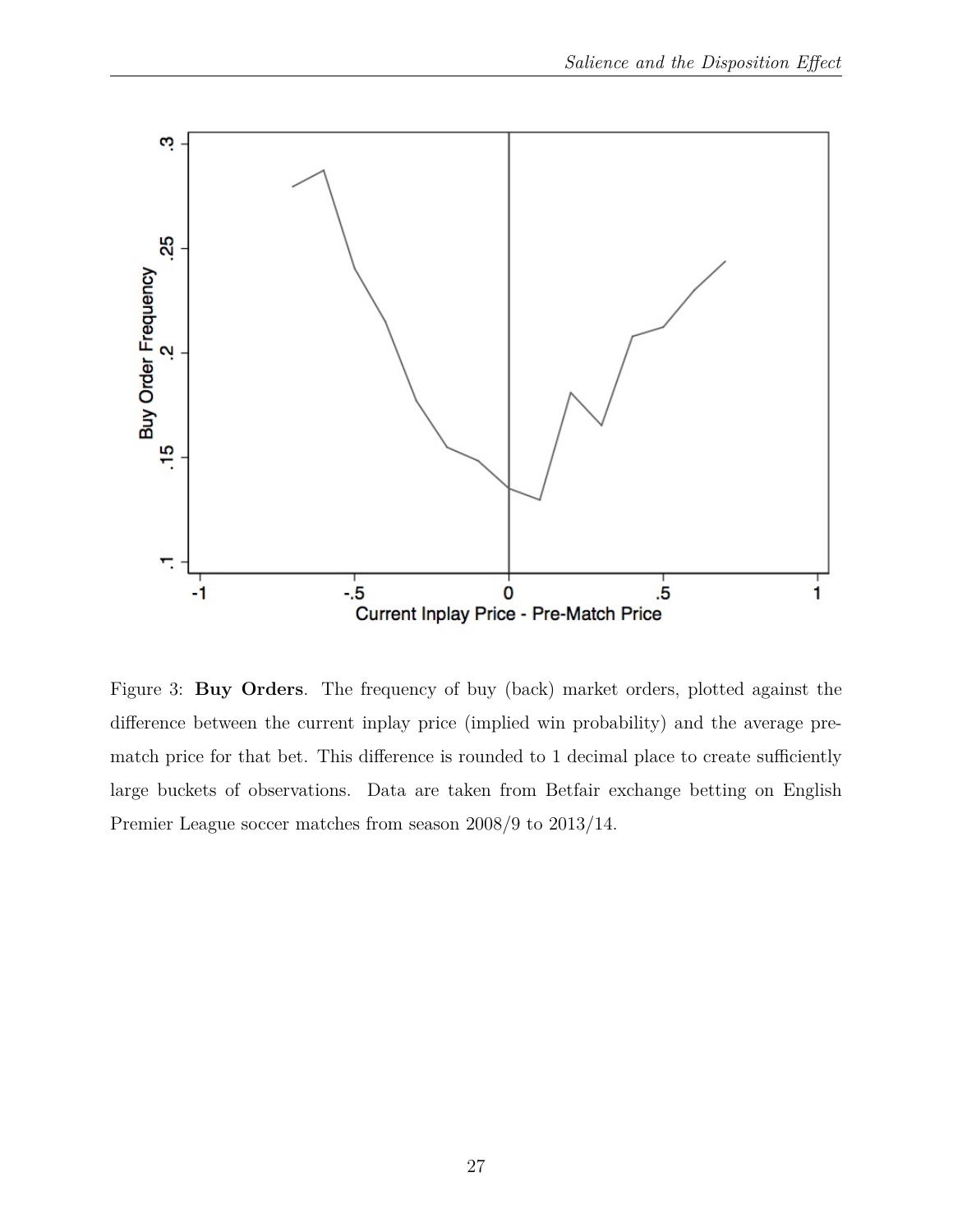Figure 3: **Buy Orders**. The frequency of buy (back) market orders, plotted against the difference between the current inplay price (implied win probability) and the average pre-match price for that bet. This difference is rounded to 1 decimal place to create sufficiently large buckets of observations. Data are taken from Betfair exchange betting on English Premier League soccer matches from season 2008/9 to 2013/14.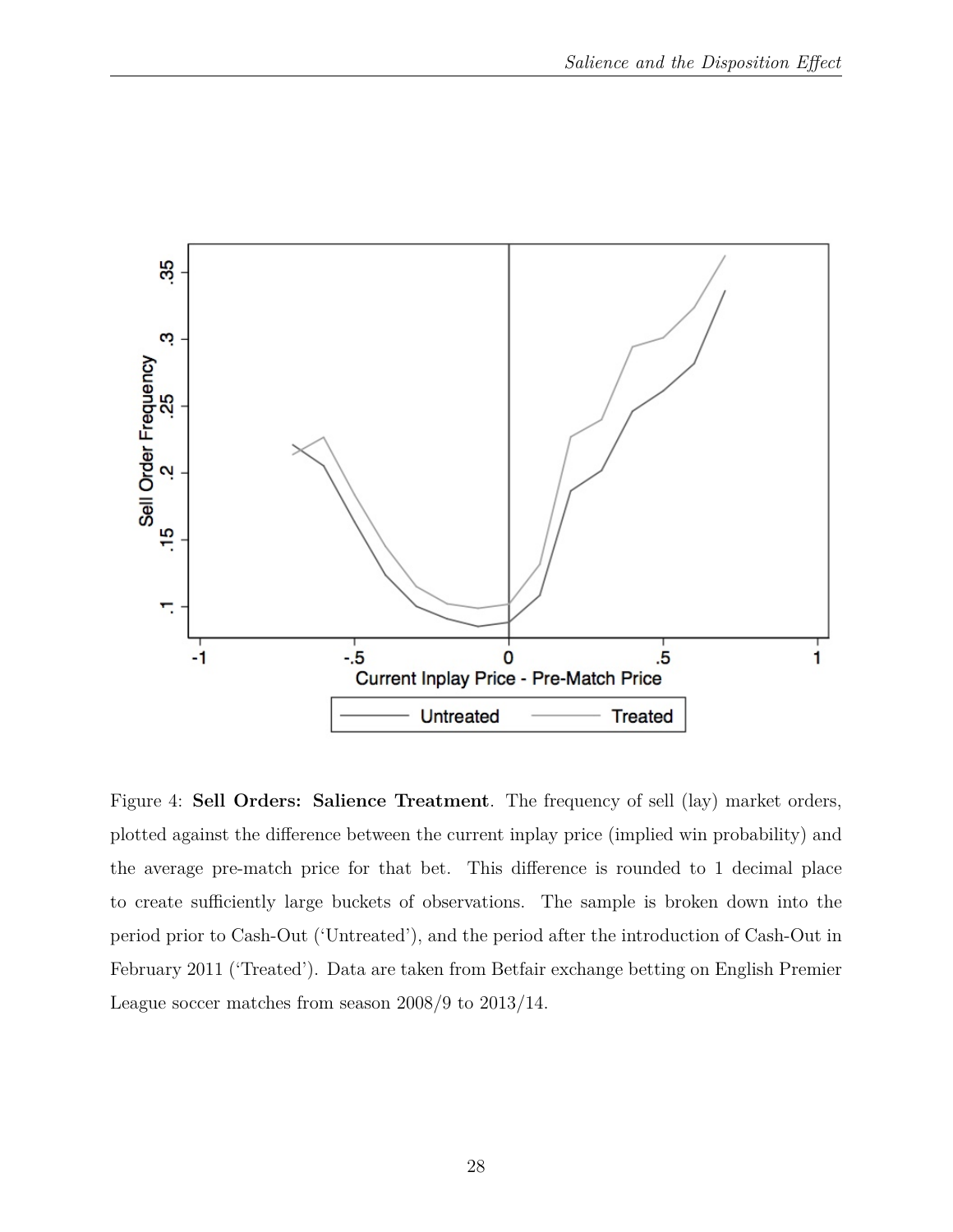Figure 4: **Sell Orders: Salience Treatment**. The frequency of sell (lay) market orders, plotted against the difference between the current inplay price (implied win probability) and the average pre-match price for that bet. This difference is rounded to 1 decimal place to create sufficiently large buckets of observations. The sample is broken down into the period prior to Cash-Out ('Untreated'), and the period after the introduction of Cash-Out in February 2011 ('Treated'). Data are taken from Betfair exchange betting on English Premier League soccer matches from season 2008/9 to 2013/14.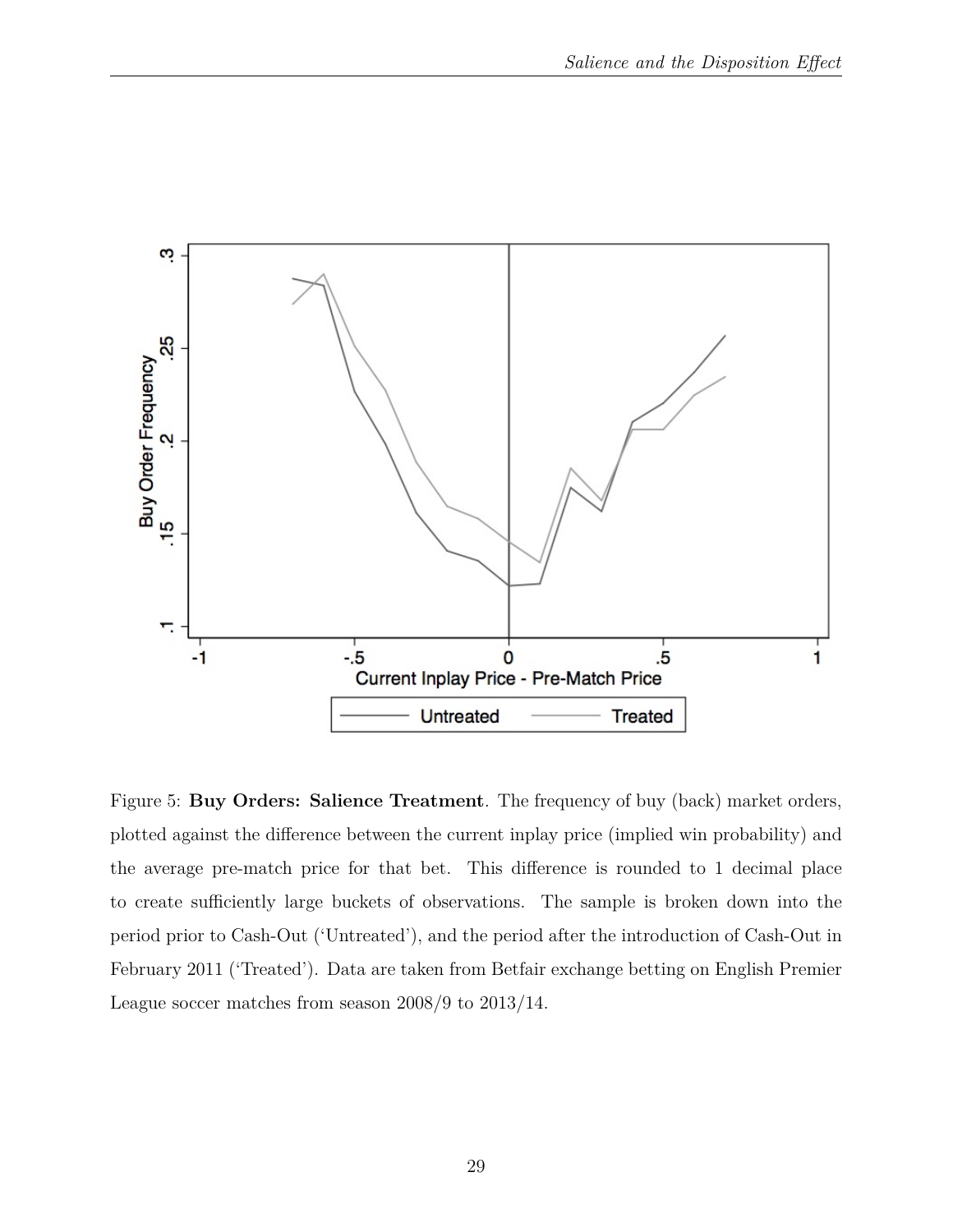Figure 5: **Buy Orders: Salience Treatment**. The frequency of buy (back) market orders, plotted against the difference between the current inplay price (implied win probability) and the average pre-match price for that bet. This difference is rounded to 1 decimal place to create sufficiently large buckets of observations. The sample is broken down into the period prior to Cash-Out ('Untreated'), and the period after the introduction of Cash-Out in February 2011 ('Treated'). Data are taken from Betfair exchange betting on English Premier League soccer matches from season 2008/9 to 2013/14.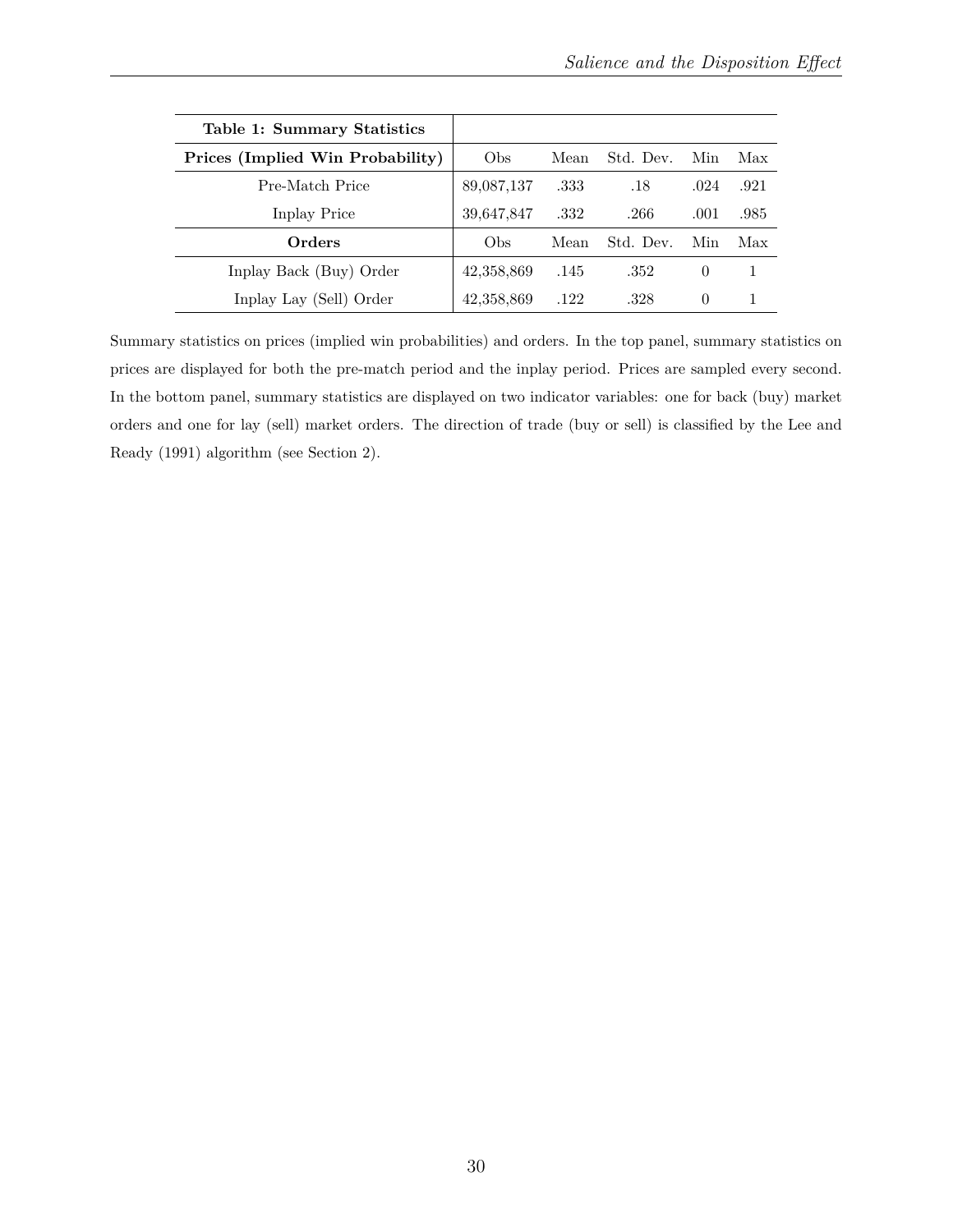| **Table 1: Summary Statistics** | | | | | |
|---|---|---|---|---|---|
| **Prices (Implied Win Probability)** | Obs | Mean | Std. Dev. | Min | Max |
| Pre-Match Price | 89,087,137 | .333 | .18 | .024 | .921 |
| Inplay Price | 39,647,847 | .332 | .266 | .001 | .985 |
| **Orders** | Obs | Mean | Std. Dev. | Min | Max |
| Inplay Back (Buy) Order | 42,358,869 | .145 | .352 | 0 | 1 |
| Inplay Lay (Sell) Order | 42,358,869 | .122 | .328 | 0 | 1 |

Summary statistics on prices (implied win probabilities) and orders. In the top panel, summary statistics on prices are displayed for both the pre-match period and the inplay period. Prices are sampled every second. In the bottom panel, summary statistics are displayed on two indicator variables: one for back (buy) market orders and one for lay (sell) market orders. The direction of trade (buy or sell) is classified by the Lee and Ready (1991) algorithm (see Section 2).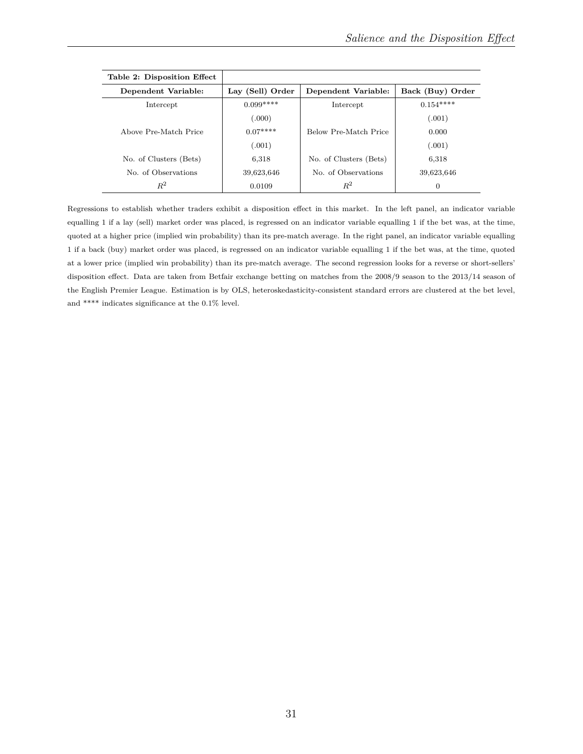| **Table 2: Disposition Effect** | | | |
|---|---|---|---|
| **Dependent Variable:** | **Lay (Sell) Order** | **Dependent Variable:** | **Back (Buy) Order** |
| Intercept | 0.099**** | Intercept | 0.154**** |
| | (.000) | | (.001) |
| Above Pre-Match Price | 0.07**** | Below Pre-Match Price | 0.000 |
| | (.001) | | (.001) |
| No. of Clusters (Bets) | 6,318 | No. of Clusters (Bets) | 6,318 |
| No. of Observations | 39,623,646 | No. of Observations | 39,623,646 |
| $R^2$ | 0.0109 | $R^2$ | 0 |

Regressions to establish whether traders exhibit a disposition effect in this market. In the left panel, an indicator variable equalling 1 if a lay (sell) market order was placed, is regressed on an indicator variable equalling 1 if the bet was, at the time, quoted at a higher price (implied win probability) than its pre-match average. In the right panel, an indicator variable equalling 1 if a back (buy) market order was placed, is regressed on an indicator variable equalling 1 if the bet was, at the time, quoted at a lower price (implied win probability) than its pre-match average. The second regression looks for a reverse or short-sellers' disposition effect. Data are taken from Betfair exchange betting on matches from the 2008/9 season to the 2013/14 season of the English Premier League. Estimation is by OLS, heteroskedasticity-consistent standard errors are clustered at the bet level, and **** indicates significance at the 0.1% level.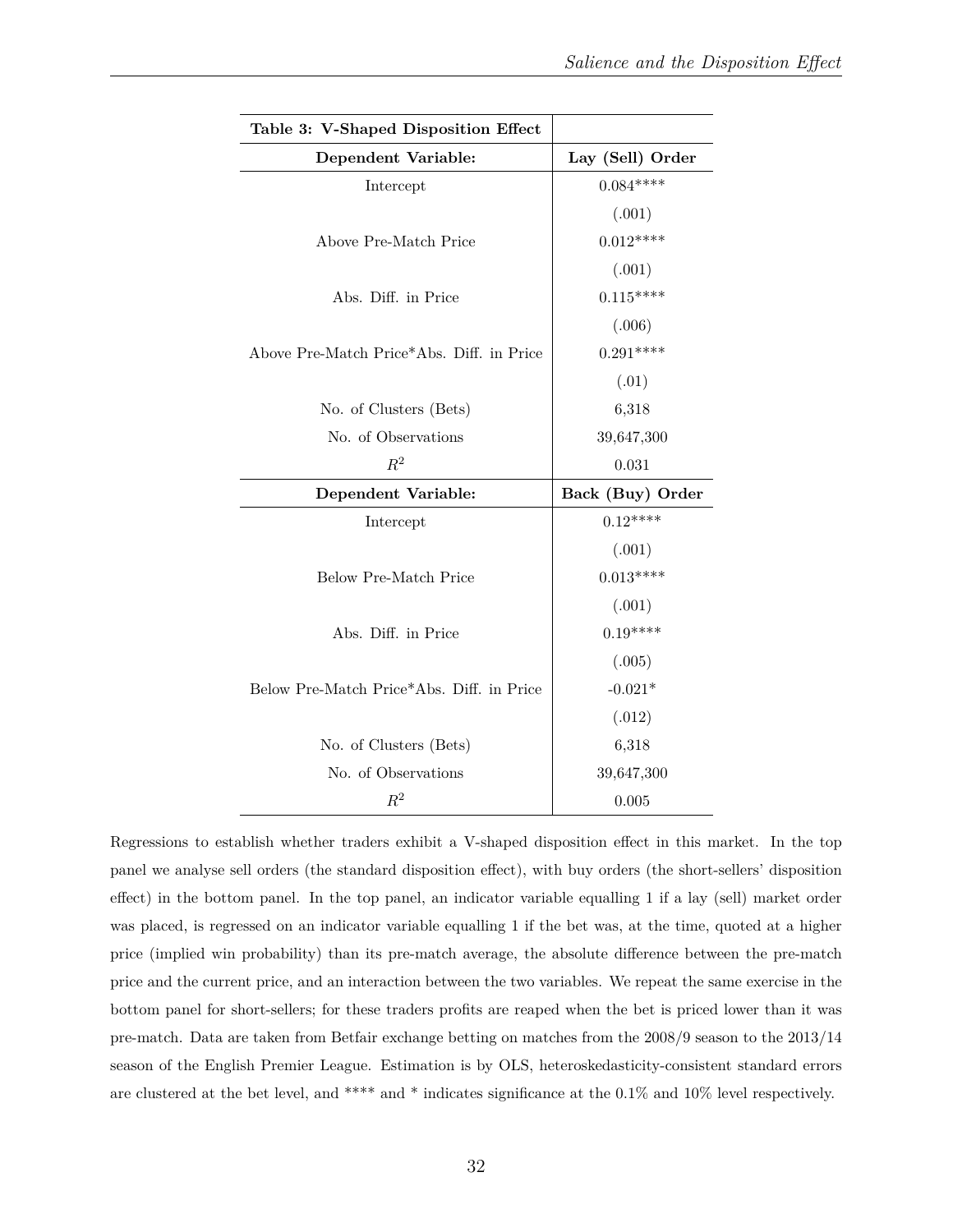| **Table 3: V-Shaped Disposition Effect** | |
|---|---|
| **Dependent Variable:** | **Lay (Sell) Order** |
| Intercept | 0.084**** |
| | (.001) |
| Above Pre-Match Price | 0.012**** |
| | (.001) |
| Abs. Diff. in Price | 0.115**** |
| | (.006) |
| Above Pre-Match Price*Abs. Diff. in Price | 0.291**** |
| | (.01) |
| No. of Clusters (Bets) | 6,318 |
| No. of Observations | 39,647,300 |
| $R^2$ | 0.031 |
| **Dependent Variable:** | **Back (Buy) Order** |
| Intercept | 0.12**** |
| | (.001) |
| Below Pre-Match Price | 0.013**** |
| | (.001) |
| Abs. Diff. in Price | 0.19**** |
| | (.005) |
| Below Pre-Match Price*Abs. Diff. in Price | -0.021* |
| | (.012) |
| No. of Clusters (Bets) | 6,318 |
| No. of Observations | 39,647,300 |
| $R^2$ | 0.005 |

Regressions to establish whether traders exhibit a V-shaped disposition effect in this market. In the top panel we analyse sell orders (the standard disposition effect), with buy orders (the short-sellers' disposition effect) in the bottom panel. In the top panel, an indicator variable equalling 1 if a lay (sell) market order was placed, is regressed on an indicator variable equalling 1 if the bet was, at the time, quoted at a higher price (implied win probability) than its pre-match average, the absolute difference between the pre-match price and the current price, and an interaction between the two variables. We repeat the same exercise in the bottom panel for short-sellers; for these traders profits are reaped when the bet is priced lower than it was pre-match. Data are taken from Betfair exchange betting on matches from the 2008/9 season to the 2013/14 season of the English Premier League. Estimation is by OLS, heteroskedasticity-consistent standard errors are clustered at the bet level, and **** and * indicates significance at the 0.1% and 10% level respectively.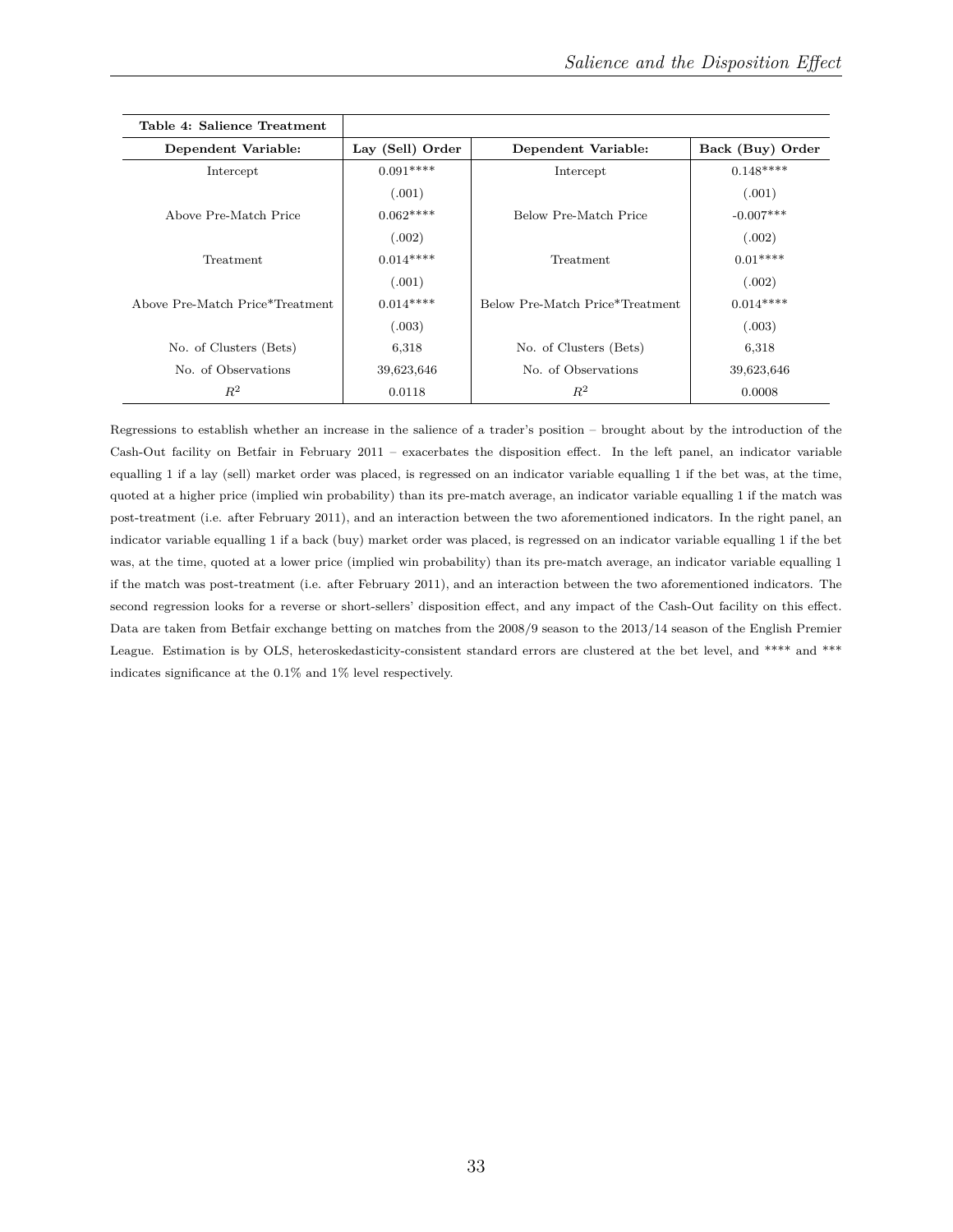| **Table 4: Salience Treatment** | | | |
|---|---|---|---|
| **Dependent Variable:** | **Lay (Sell) Order** | **Dependent Variable:** | **Back (Buy) Order** |
| Intercept | 0.091**** | Intercept | 0.148**** |
| | (.001) | | (.001) |
| Above Pre-Match Price | 0.062**** | Below Pre-Match Price | -0.007*** |
| | (.002) | | (.002) |
| Treatment | 0.014**** | Treatment | 0.01**** |
| | (.001) | | (.002) |
| Above Pre-Match Price*Treatment | 0.014**** | Below Pre-Match Price*Treatment | 0.014**** |
| | (.003) | | (.003) |
| No. of Clusters (Bets) | 6,318 | No. of Clusters (Bets) | 6,318 |
| No. of Observations | 39,623,646 | No. of Observations | 39,623,646 |
| $R^2$ | 0.0118 | $R^2$ | 0.0008 |

Regressions to establish whether an increase in the salience of a trader's position – brought about by the introduction of the Cash-Out facility on Betfair in February 2011 – exacerbates the disposition effect. In the left panel, an indicator variable equalling 1 if a lay (sell) market order was placed, is regressed on an indicator variable equalling 1 if the bet was, at the time, quoted at a higher price (implied win probability) than its pre-match average, an indicator variable equalling 1 if the match was post-treatment (i.e. after February 2011), and an interaction between the two aforementioned indicators. In the right panel, an indicator variable equalling 1 if a back (buy) market order was placed, is regressed on an indicator variable equalling 1 if the bet was, at the time, quoted at a lower price (implied win probability) than its pre-match average, an indicator variable equalling 1 if the match was post-treatment (i.e. after February 2011), and an interaction between the two aforementioned indicators. The second regression looks for a reverse or short-sellers' disposition effect, and any impact of the Cash-Out facility on this effect. Data are taken from Betfair exchange betting on matches from the 2008/9 season to the 2013/14 season of the English Premier League. Estimation is by OLS, heteroskedasticity-consistent standard errors are clustered at the bet level, and **** and *** indicates significance at the 0.1% and 1% level respectively.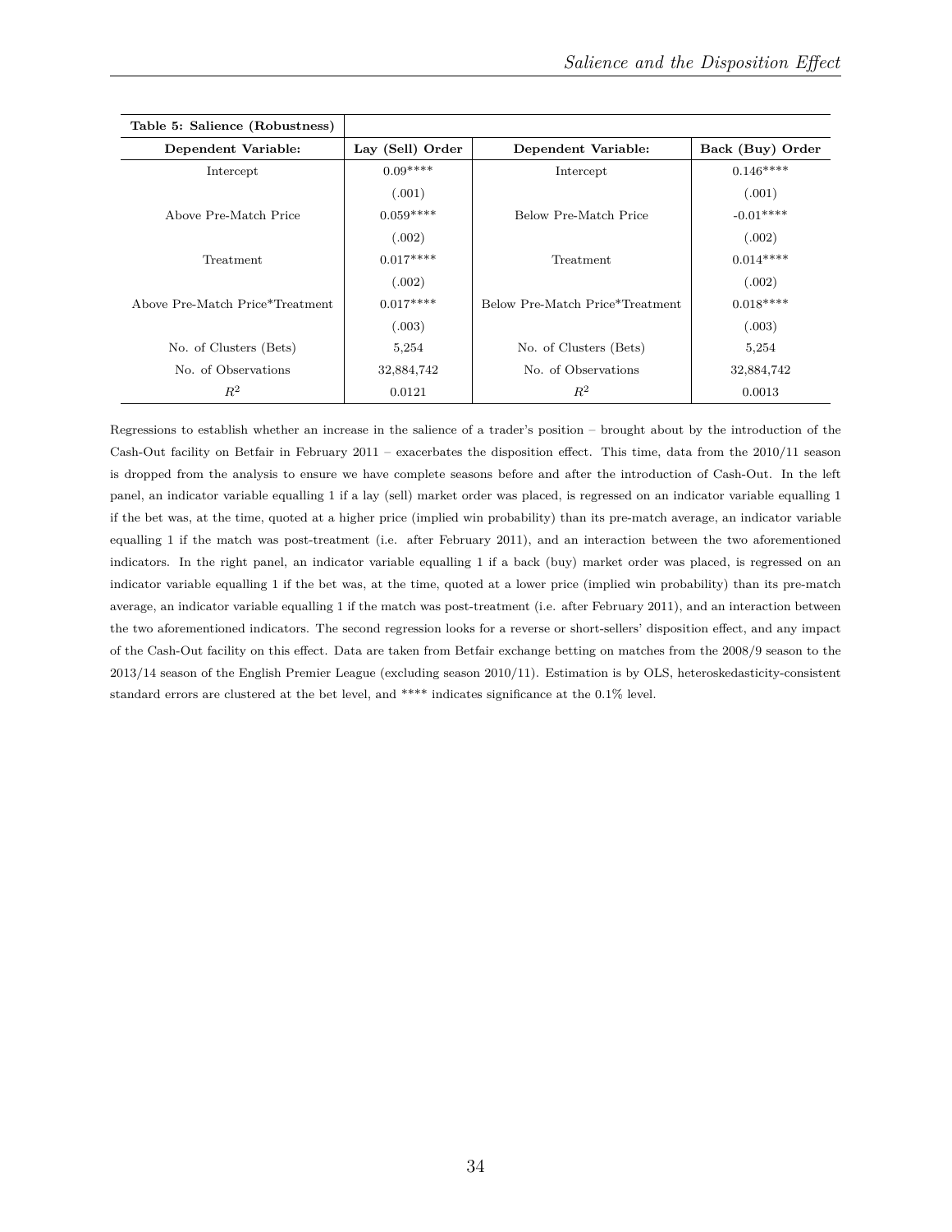| **Table 5: Salience (Robustness)** | | | |
|---|---|---|---|
| **Dependent Variable:** | **Lay (Sell) Order** | **Dependent Variable:** | **Back (Buy) Order** |
| Intercept | 0.09**** | Intercept | 0.146**** |
| | (.001) | | (.001) |
| Above Pre-Match Price | 0.059**** | Below Pre-Match Price | -0.01**** |
| | (.002) | | (.002) |
| Treatment | 0.017**** | Treatment | 0.014**** |
| | (.002) | | (.002) |
| Above Pre-Match Price*Treatment | 0.017**** | Below Pre-Match Price*Treatment | 0.018**** |
| | (.003) | | (.003) |
| No. of Clusters (Bets) | 5,254 | No. of Clusters (Bets) | 5,254 |
| No. of Observations | 32,884,742 | No. of Observations | 32,884,742 |
| $R^2$ | 0.0121 | $R^2$ | 0.0013 |

Regressions to establish whether an increase in the salience of a trader's position – brought about by the introduction of the Cash-Out facility on Betfair in February 2011 – exacerbates the disposition effect. This time, data from the 2010/11 season is dropped from the analysis to ensure we have complete seasons before and after the introduction of Cash-Out. In the left panel, an indicator variable equalling 1 if a lay (sell) market order was placed, is regressed on an indicator variable equalling 1 if the bet was, at the time, quoted at a higher price (implied win probability) than its pre-match average, an indicator variable equalling 1 if the match was post-treatment (i.e. after February 2011), and an interaction between the two aforementioned indicators. In the right panel, an indicator variable equalling 1 if a back (buy) market order was placed, is regressed on an indicator variable equalling 1 if the bet was, at the time, quoted at a lower price (implied win probability) than its pre-match average, an indicator variable equalling 1 if the match was post-treatment (i.e. after February 2011), and an interaction between the two aforementioned indicators. The second regression looks for a reverse or short-sellers' disposition effect, and any impact of the Cash-Out facility on this effect. Data are taken from Betfair exchange betting on matches from the 2008/9 season to the 2013/14 season of the English Premier League (excluding season 2010/11). Estimation is by OLS, heteroskedasticity-consistent standard errors are clustered at the bet level, and **** indicates significance at the 0.1% level.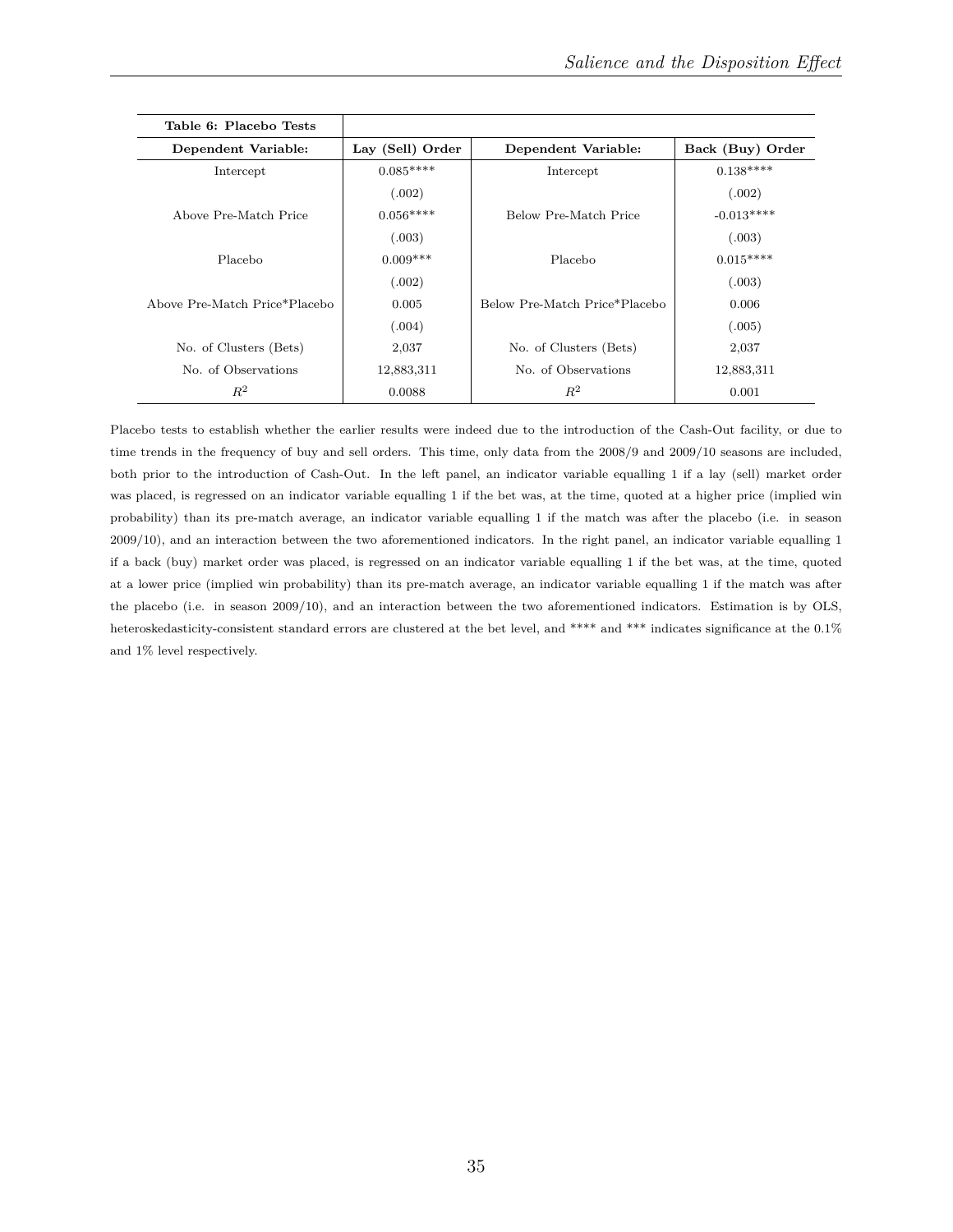| **Table 6: Placebo Tests** | | | |
|---|---|---|---|
| **Dependent Variable:** | **Lay (Sell) Order** | **Dependent Variable:** | **Back (Buy) Order** |
| Intercept | 0.085**** | Intercept | 0.138**** |
| | (.002) | | (.002) |
| Above Pre-Match Price | 0.056**** | Below Pre-Match Price | -0.013**** |
| | (.003) | | (.003) |
| Placebo | 0.009*** | Placebo | 0.015**** |
| | (.002) | | (.003) |
| Above Pre-Match Price*Placebo | 0.005 | Below Pre-Match Price*Placebo | 0.006 |
| | (.004) | | (.005) |
| No. of Clusters (Bets) | 2,037 | No. of Clusters (Bets) | 2,037 |
| No. of Observations | 12,883,311 | No. of Observations | 12,883,311 |
| $R^2$ | 0.0088 | $R^2$ | 0.001 |

Placebo tests to establish whether the earlier results were indeed due to the introduction of the Cash-Out facility, or due to time trends in the frequency of buy and sell orders. This time, only data from the 2008/9 and 2009/10 seasons are included, both prior to the introduction of Cash-Out. In the left panel, an indicator variable equalling 1 if a lay (sell) market order was placed, is regressed on an indicator variable equalling 1 if the bet was, at the time, quoted at a higher price (implied win probability) than its pre-match average, an indicator variable equalling 1 if the match was after the placebo (i.e. in season 2009/10), and an interaction between the two aforementioned indicators. In the right panel, an indicator variable equalling 1 if a back (buy) market order was placed, is regressed on an indicator variable equalling 1 if the bet was, at the time, quoted at a lower price (implied win probability) than its pre-match average, an indicator variable equalling 1 if the match was after the placebo (i.e. in season 2009/10), and an interaction between the two aforementioned indicators. Estimation is by OLS, heteroskedasticity-consistent standard errors are clustered at the bet level, and **** and *** indicates significance at the 0.1% and 1% level respectively.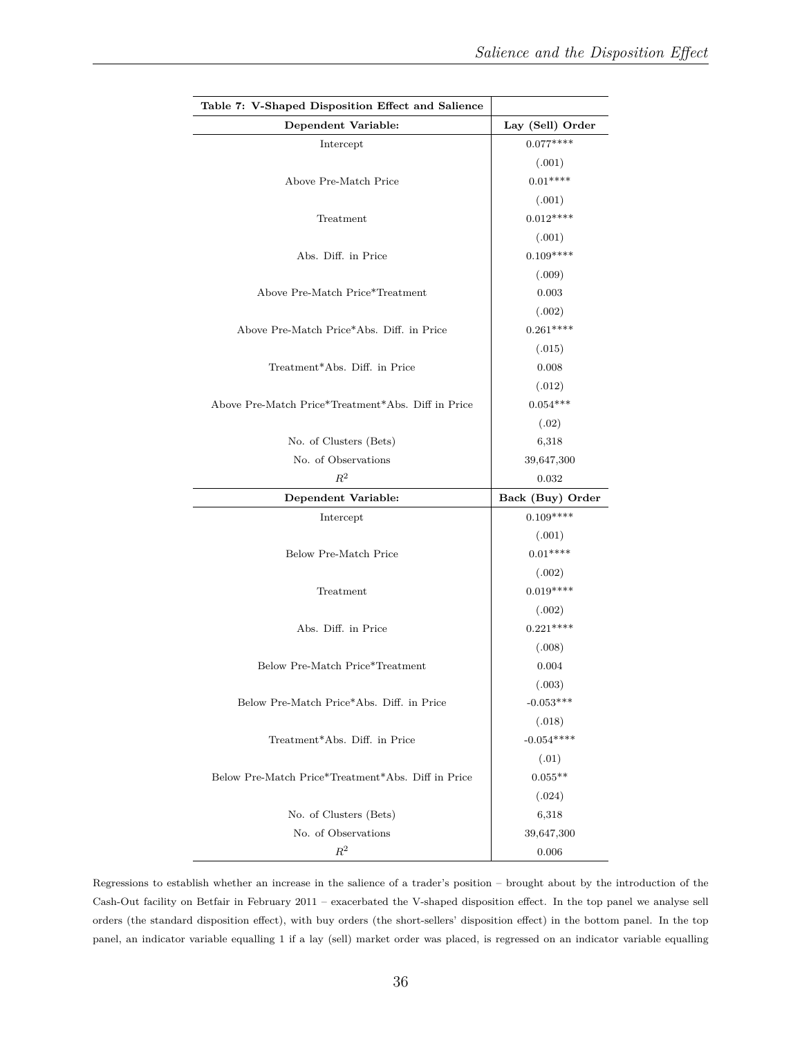| **Table 7: V-Shaped Disposition Effect and Salience** | |
|---|---|
| **Dependent Variable:** | **Lay (Sell) Order** |
| Intercept | 0.077**** |
| | (.001) |
| Above Pre-Match Price | 0.01**** |
| | (.001) |
| Treatment | 0.012**** |
| | (.001) |
| Abs. Diff. in Price | 0.109**** |
| | (.009) |
| Above Pre-Match Price*Treatment | 0.003 |
| | (.002) |
| Above Pre-Match Price*Abs. Diff. in Price | 0.261**** |
| | (.015) |
| Treatment*Abs. Diff. in Price | 0.008 |
| | (.012) |
| Above Pre-Match Price*Treatment*Abs. Diff in Price | 0.054*** |
| | (.02) |
| No. of Clusters (Bets) | 6,318 |
| No. of Observations | 39,647,300 |
| $R^2$ | 0.032 |
| **Dependent Variable:** | **Back (Buy) Order** |
| Intercept | 0.109**** |
| | (.001) |
| Below Pre-Match Price | 0.01**** |
| | (.002) |
| Treatment | 0.019**** |
| | (.002) |
| Abs. Diff. in Price | 0.221**** |
| | (.008) |
| Below Pre-Match Price*Treatment | 0.004 |
| | (.003) |
| Below Pre-Match Price*Abs. Diff. in Price | -0.053*** |
| | (.018) |
| Treatment*Abs. Diff. in Price | -0.054**** |
| | (.01) |
| Below Pre-Match Price*Treatment*Abs. Diff in Price | 0.055** |
| | (.024) |
| No. of Clusters (Bets) | 6,318 |
| No. of Observations | 39,647,300 |
| $R^2$ | 0.006 |

Regressions to establish whether an increase in the salience of a trader's position – brought about by the introduction of the Cash-Out facility on Betfair in February 2011 – exacerbated the V-shaped disposition effect. In the top panel we analyse sell orders (the standard disposition effect), with buy orders (the short-sellers' disposition effect) in the bottom panel. In the top panel, an indicator variable equalling 1 if a lay (sell) market order was placed, is regressed on an indicator variable equalling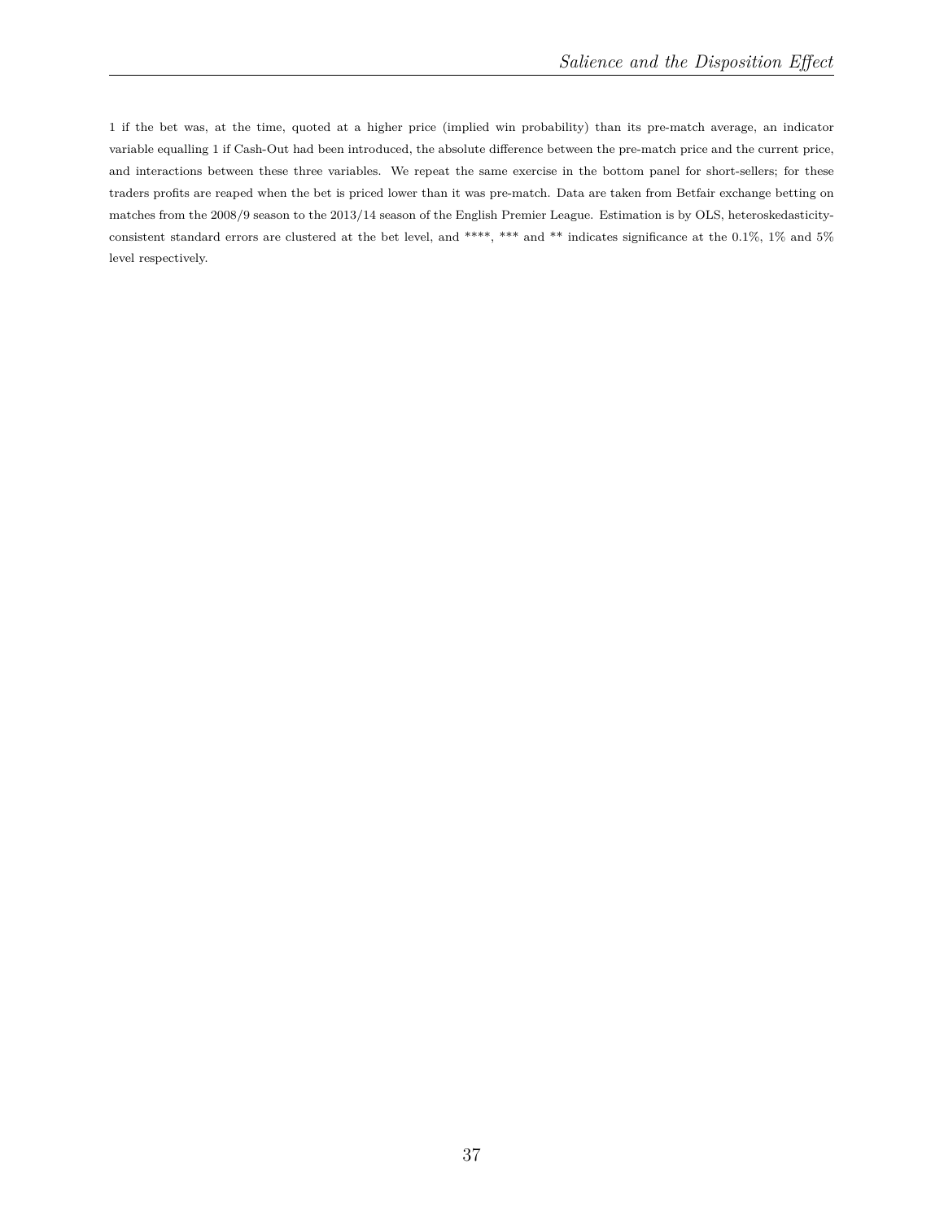1 if the bet was, at the time, quoted at a higher price (implied win probability) than its pre-match average, an indicator variable equalling 1 if Cash-Out had been introduced, the absolute difference between the pre-match price and the current price, and interactions between these three variables. We repeat the same exercise in the bottom panel for short-sellers; for these traders profits are reaped when the bet is priced lower than it was pre-match. Data are taken from Betfair exchange betting on matches from the 2008/9 season to the 2013/14 season of the English Premier League. Estimation is by OLS, heteroskedasticity-consistent standard errors are clustered at the bet level, and ****, *** and ** indicates significance at the 0.1%, 1% and 5% level respectively.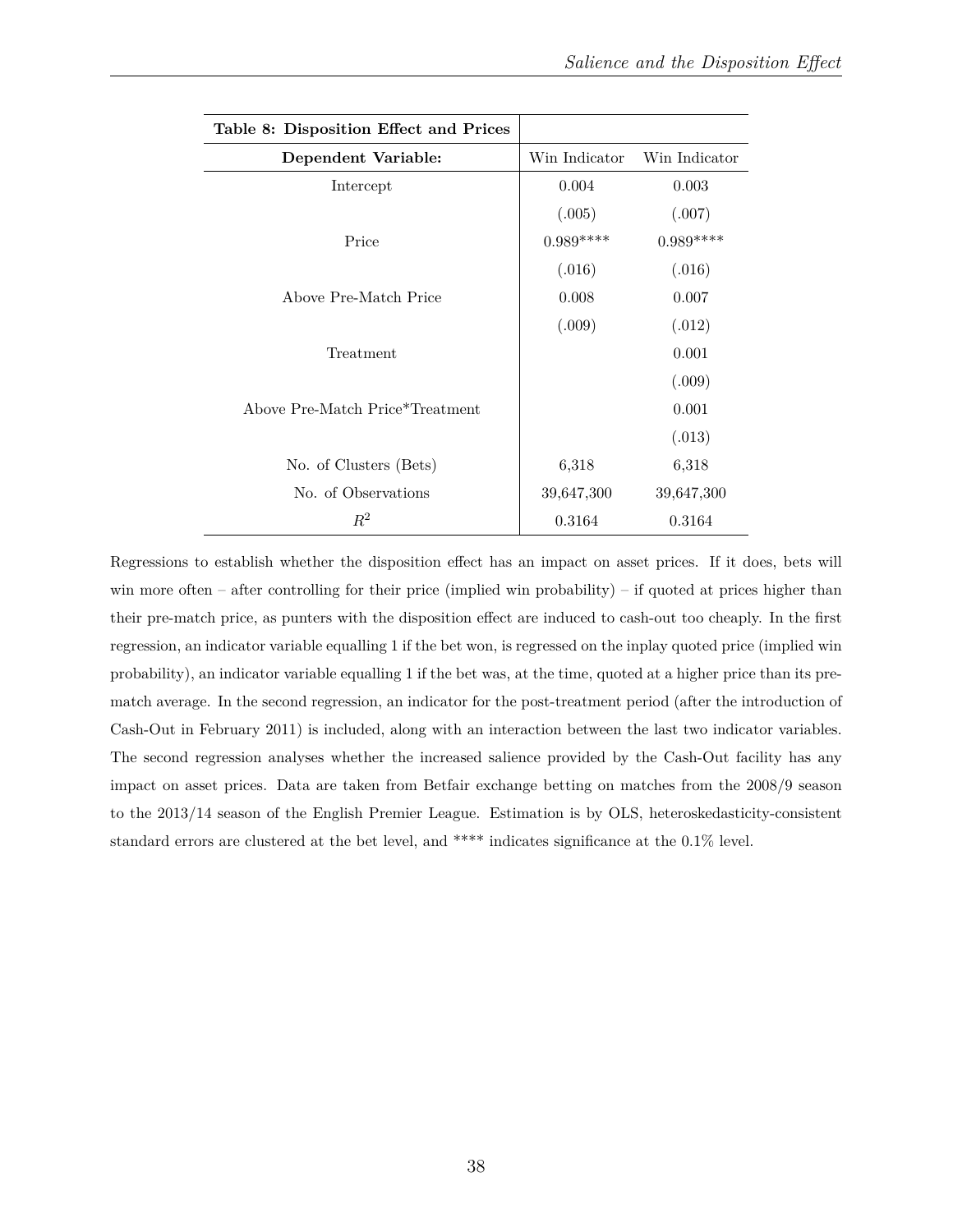| **Table 8: Disposition Effect and Prices** | | |
|---|---|---|
| **Dependent Variable:** | Win Indicator | Win Indicator |
| Intercept | 0.004 | 0.003 |
| | (.005) | (.007) |
| Price | 0.989**** | 0.989**** |
| | (.016) | (.016) |
| Above Pre-Match Price | 0.008 | 0.007 |
| | (.009) | (.012) |
| Treatment | | 0.001 |
| | | (.009) |
| Above Pre-Match Price*Treatment | | 0.001 |
| | | (.013) |
| No. of Clusters (Bets) | 6,318 | 6,318 |
| No. of Observations | 39,647,300 | 39,647,300 |
| $R^2$ | 0.3164 | 0.3164 |

Regressions to establish whether the disposition effect has an impact on asset prices. If it does, bets will win more often – after controlling for their price (implied win probability) – if quoted at prices higher than their pre-match price, as punters with the disposition effect are induced to cash-out too cheaply. In the first regression, an indicator variable equalling 1 if the bet won, is regressed on the inplay quoted price (implied win probability), an indicator variable equalling 1 if the bet was, at the time, quoted at a higher price than its pre-match average. In the second regression, an indicator for the post-treatment period (after the introduction of Cash-Out in February 2011) is included, along with an interaction between the last two indicator variables. The second regression analyses whether the increased salience provided by the Cash-Out facility has any impact on asset prices. Data are taken from Betfair exchange betting on matches from the 2008/9 season to the 2013/14 season of the English Premier League. Estimation is by OLS, heteroskedasticity-consistent standard errors are clustered at the bet level, and **** indicates significance at the 0.1% level.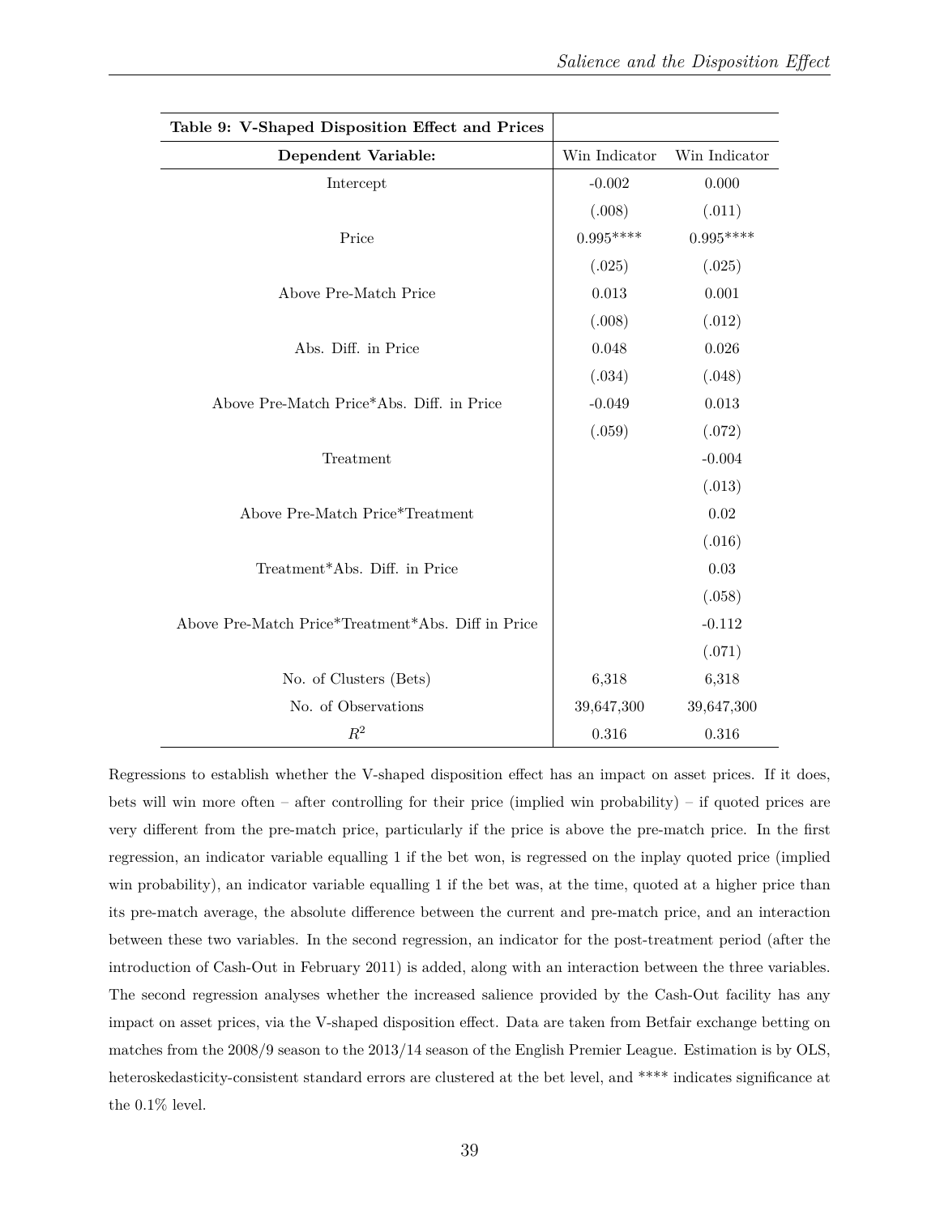| Table 9: V-Shaped Disposition Effect and Prices | | |
|---|---|---|
| **Dependent Variable:** | Win Indicator | Win Indicator |
| Intercept | -0.002 | 0.000 |
| | (.008) | (.011) |
| Price | 0.995**** | 0.995**** |
| | (.025) | (.025) |
| Above Pre-Match Price | 0.013 | 0.001 |
| | (.008) | (.012) |
| Abs. Diff. in Price | 0.048 | 0.026 |
| | (.034) | (.048) |
| Above Pre-Match Price*Abs. Diff. in Price | -0.049 | 0.013 |
| | (.059) | (.072) |
| Treatment | | -0.004 |
| | | (.013) |
| Above Pre-Match Price*Treatment | | 0.02 |
| | | (.016) |
| Treatment*Abs. Diff. in Price | | 0.03 |
| | | (.058) |
| Above Pre-Match Price*Treatment*Abs. Diff in Price | | -0.112 |
| | | (.071) |
| No. of Clusters (Bets) | 6,318 | 6,318 |
| No. of Observations | 39,647,300 | 39,647,300 |
| $R^2$ | 0.316 | 0.316 |

Regressions to establish whether the V-shaped disposition effect has an impact on asset prices. If it does, bets will win more often – after controlling for their price (implied win probability) – if quoted prices are very different from the pre-match price, particularly if the price is above the pre-match price. In the first regression, an indicator variable equalling 1 if the bet won, is regressed on the inplay quoted price (implied win probability), an indicator variable equalling 1 if the bet was, at the time, quoted at a higher price than its pre-match average, the absolute difference between the current and pre-match price, and an interaction between these two variables. In the second regression, an indicator for the post-treatment period (after the introduction of Cash-Out in February 2011) is added, along with an interaction between the three variables. The second regression analyses whether the increased salience provided by the Cash-Out facility has any impact on asset prices, via the V-shaped disposition effect. Data are taken from Betfair exchange betting on matches from the 2008/9 season to the 2013/14 season of the English Premier League. Estimation is by OLS, heteroskedasticity-consistent standard errors are clustered at the bet level, and **** indicates significance at the 0.1% level.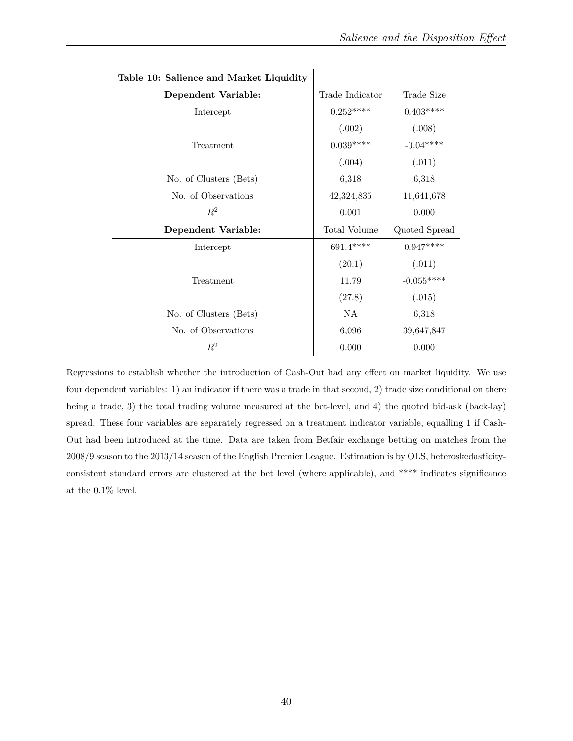| Table 10: Salience and Market Liquidity | | |
|---|---|---|
| **Dependent Variable:** | Trade Indicator | Trade Size |
| Intercept | 0.252**** | 0.403**** |
| | (.002) | (.008) |
| Treatment | 0.039**** | -0.04**** |
| | (.004) | (.011) |
| No. of Clusters (Bets) | 6,318 | 6,318 |
| No. of Observations | 42,324,835 | 11,641,678 |
| $R^2$ | 0.001 | 0.000 |
| **Dependent Variable:** | Total Volume | Quoted Spread |
| Intercept | 691.4**** | 0.947**** |
| | (20.1) | (.011) |
| Treatment | 11.79 | -0.055**** |
| | (27.8) | (.015) |
| No. of Clusters (Bets) | NA | 6,318 |
| No. of Observations | 6,096 | 39,647,847 |
| $R^2$ | 0.000 | 0.000 |

Regressions to establish whether the introduction of Cash-Out had any effect on market liquidity. We use four dependent variables: 1) an indicator if there was a trade in that second, 2) trade size conditional on there being a trade, 3) the total trading volume measured at the bet-level, and 4) the quoted bid-ask (back-lay) spread. These four variables are separately regressed on a treatment indicator variable, equalling 1 if Cash-Out had been introduced at the time. Data are taken from Betfair exchange betting on matches from the 2008/9 season to the 2013/14 season of the English Premier League. Estimation is by OLS, heteroskedasticity-consistent standard errors are clustered at the bet level (where applicable), and **** indicates significance at the 0.1% level.